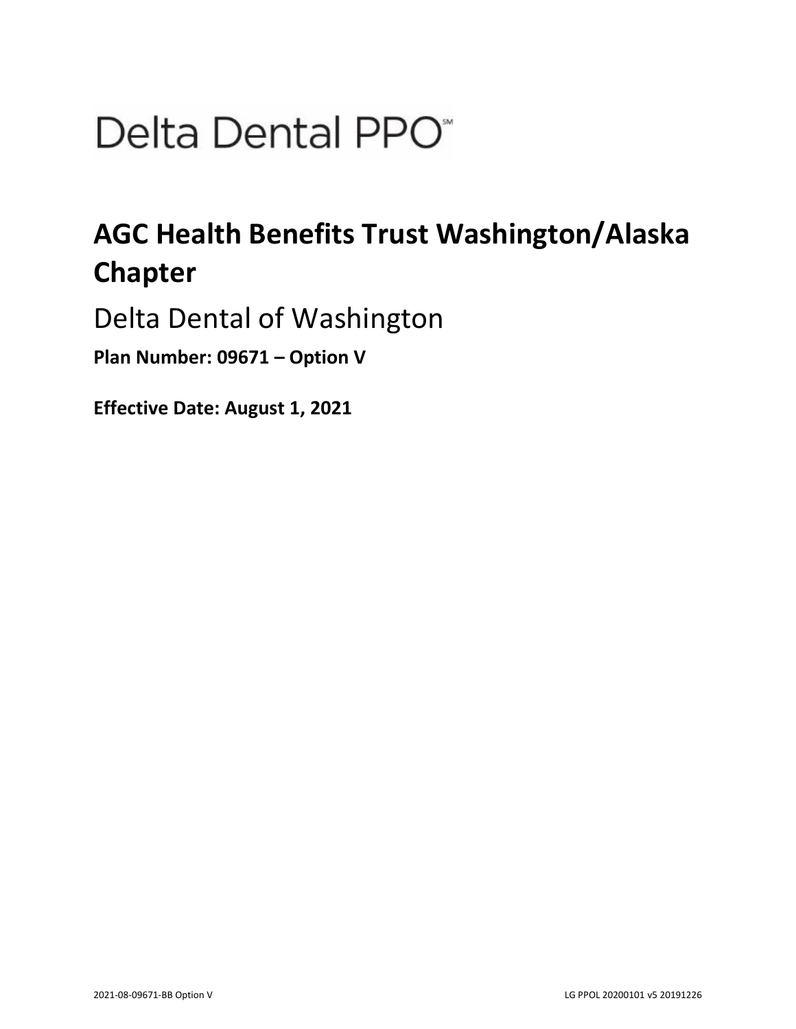# Delta Dental PPO℠

## AGC Health Benefits Trust Washington/Alaska Chapter

Delta Dental of Washington

**Plan Number: 09671 – Option V**

**Effective Date: August 1, 2021**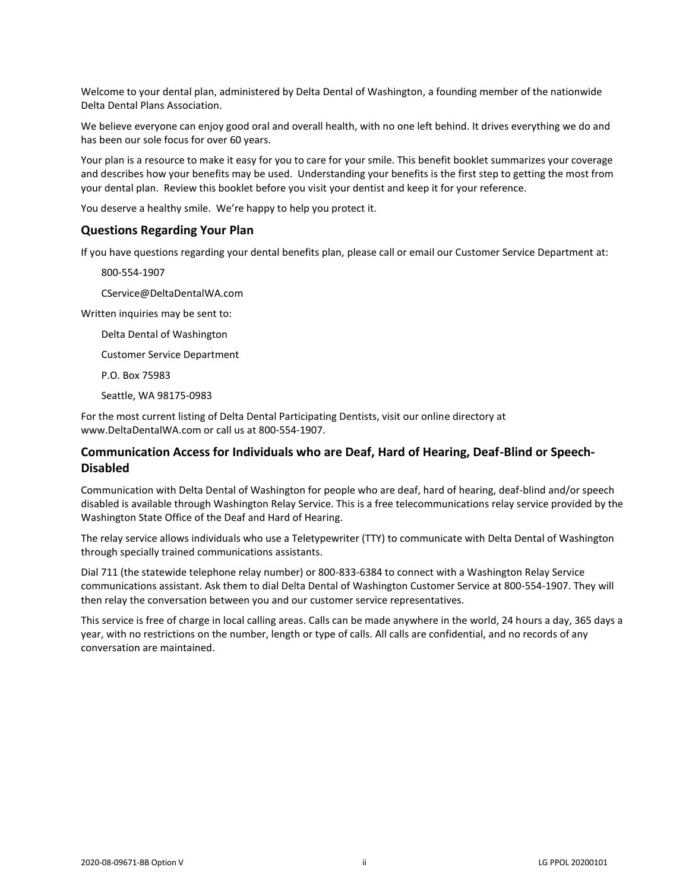Welcome to your dental plan, administered by Delta Dental of Washington, a founding member of the nationwide Delta Dental Plans Association.

We believe everyone can enjoy good oral and overall health, with no one left behind. It drives everything we do and has been our sole focus for over 60 years.

Your plan is a resource to make it easy for you to care for your smile. This benefit booklet summarizes your coverage and describes how your benefits may be used. Understanding your benefits is the first step to getting the most from your dental plan. Review this booklet before you visit your dentist and keep it for your reference.

You deserve a healthy smile. We're happy to help you protect it.

## Questions Regarding Your Plan

If you have questions regarding your dental benefits plan, please call or email our Customer Service Department at:

800-554-1907

CService@DeltaDentalWA.com

Written inquiries may be sent to:

Delta Dental of Washington

Customer Service Department

P.O. Box 75983

Seattle, WA 98175-0983

For the most current listing of Delta Dental Participating Dentists, visit our online directory at www.DeltaDentalWA.com or call us at 800-554-1907.

## Communication Access for Individuals who are Deaf, Hard of Hearing, Deaf-Blind or Speech-Disabled

Communication with Delta Dental of Washington for people who are deaf, hard of hearing, deaf-blind and/or speech disabled is available through Washington Relay Service. This is a free telecommunications relay service provided by the Washington State Office of the Deaf and Hard of Hearing.

The relay service allows individuals who use a Teletypewriter (TTY) to communicate with Delta Dental of Washington through specially trained communications assistants.

Dial 711 (the statewide telephone relay number) or 800-833-6384 to connect with a Washington Relay Service communications assistant. Ask them to dial Delta Dental of Washington Customer Service at 800-554-1907. They will then relay the conversation between you and our customer service representatives.

This service is free of charge in local calling areas. Calls can be made anywhere in the world, 24 hours a day, 365 days a year, with no restrictions on the number, length or type of calls. All calls are confidential, and no records of any conversation are maintained.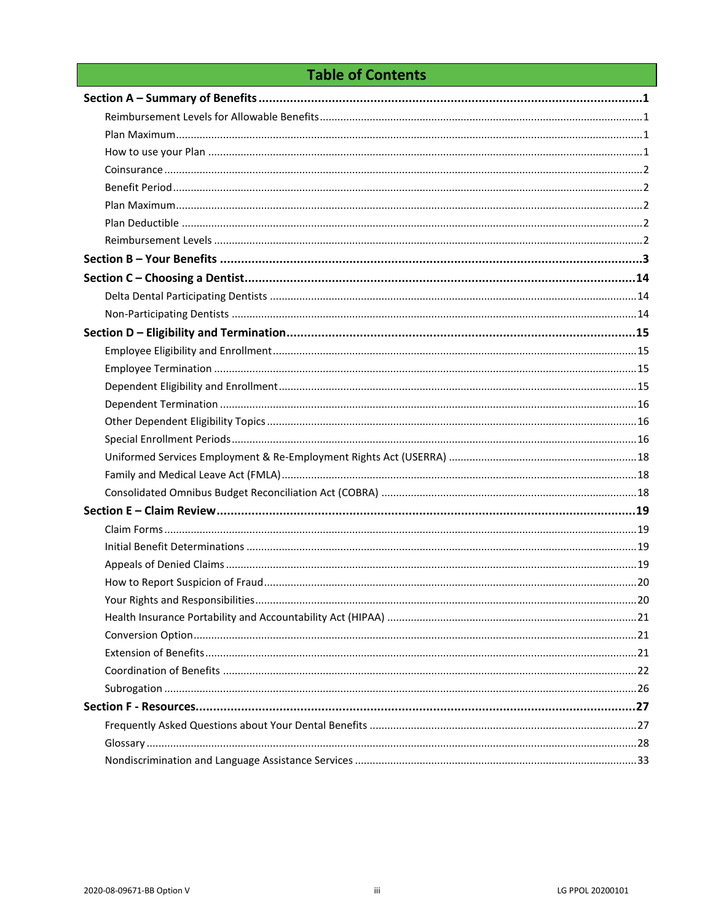# Table of Contents

**Section A – Summary of Benefits ... 1**

- Reimbursement Levels for Allowable Benefits ... 1
- Plan Maximum ... 1
- How to use your Plan ... 1
- Coinsurance ... 2
- Benefit Period ... 2
- Plan Maximum ... 2
- Plan Deductible ... 2
- Reimbursement Levels ... 2

**Section B – Your Benefits ... 3**

**Section C – Choosing a Dentist ... 14**

- Delta Dental Participating Dentists ... 14
- Non-Participating Dentists ... 14

**Section D – Eligibility and Termination ... 15**

- Employee Eligibility and Enrollment ... 15
- Employee Termination ... 15
- Dependent Eligibility and Enrollment ... 15
- Dependent Termination ... 16
- Other Dependent Eligibility Topics ... 16
- Special Enrollment Periods ... 16
- Uniformed Services Employment & Re-Employment Rights Act (USERRA) ... 18
- Family and Medical Leave Act (FMLA) ... 18
- Consolidated Omnibus Budget Reconciliation Act (COBRA) ... 18

**Section E – Claim Review ... 19**

- Claim Forms ... 19
- Initial Benefit Determinations ... 19
- Appeals of Denied Claims ... 19
- How to Report Suspicion of Fraud ... 20
- Your Rights and Responsibilities ... 20
- Health Insurance Portability and Accountability Act (HIPAA) ... 21
- Conversion Option ... 21
- Extension of Benefits ... 21
- Coordination of Benefits ... 22
- Subrogation ... 26

**Section F - Resources ... 27**

- Frequently Asked Questions about Your Dental Benefits ... 27
- Glossary ... 28
- Nondiscrimination and Language Assistance Services ... 33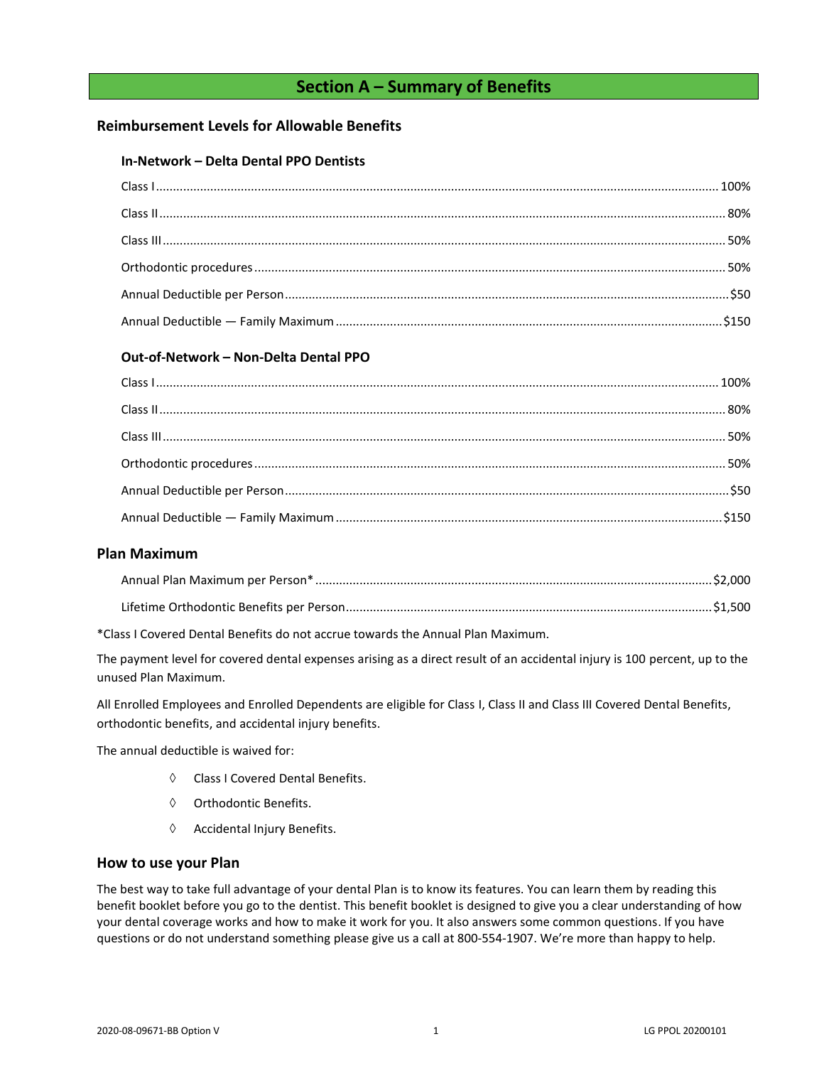# Section A – Summary of Benefits

## Reimbursement Levels for Allowable Benefits

### In-Network – Delta Dental PPO Dentists

| | |
|---|---|
| Class I | 100% |
| Class II | 80% |
| Class III | 50% |
| Orthodontic procedures | 50% |
| Annual Deductible per Person | $50 |
| Annual Deductible — Family Maximum | $150 |

### Out-of-Network – Non-Delta Dental PPO

| | |
|---|---|
| Class I | 100% |
| Class II | 80% |
| Class III | 50% |
| Orthodontic procedures | 50% |
| Annual Deductible per Person | $50 |
| Annual Deductible — Family Maximum | $150 |

## Plan Maximum

| | |
|---|---|
| Annual Plan Maximum per Person* | $2,000 |
| Lifetime Orthodontic Benefits per Person | $1,500 |

*Class I Covered Dental Benefits do not accrue towards the Annual Plan Maximum.

The payment level for covered dental expenses arising as a direct result of an accidental injury is 100 percent, up to the unused Plan Maximum.

All Enrolled Employees and Enrolled Dependents are eligible for Class I, Class II and Class III Covered Dental Benefits, orthodontic benefits, and accidental injury benefits.

The annual deductible is waived for:

- Class I Covered Dental Benefits.
- Orthodontic Benefits.
- Accidental Injury Benefits.

## How to use your Plan

The best way to take full advantage of your dental Plan is to know its features. You can learn them by reading this benefit booklet before you go to the dentist. This benefit booklet is designed to give you a clear understanding of how your dental coverage works and how to make it work for you. It also answers some common questions. If you have questions or do not understand something please give us a call at 800-554-1907. We're more than happy to help.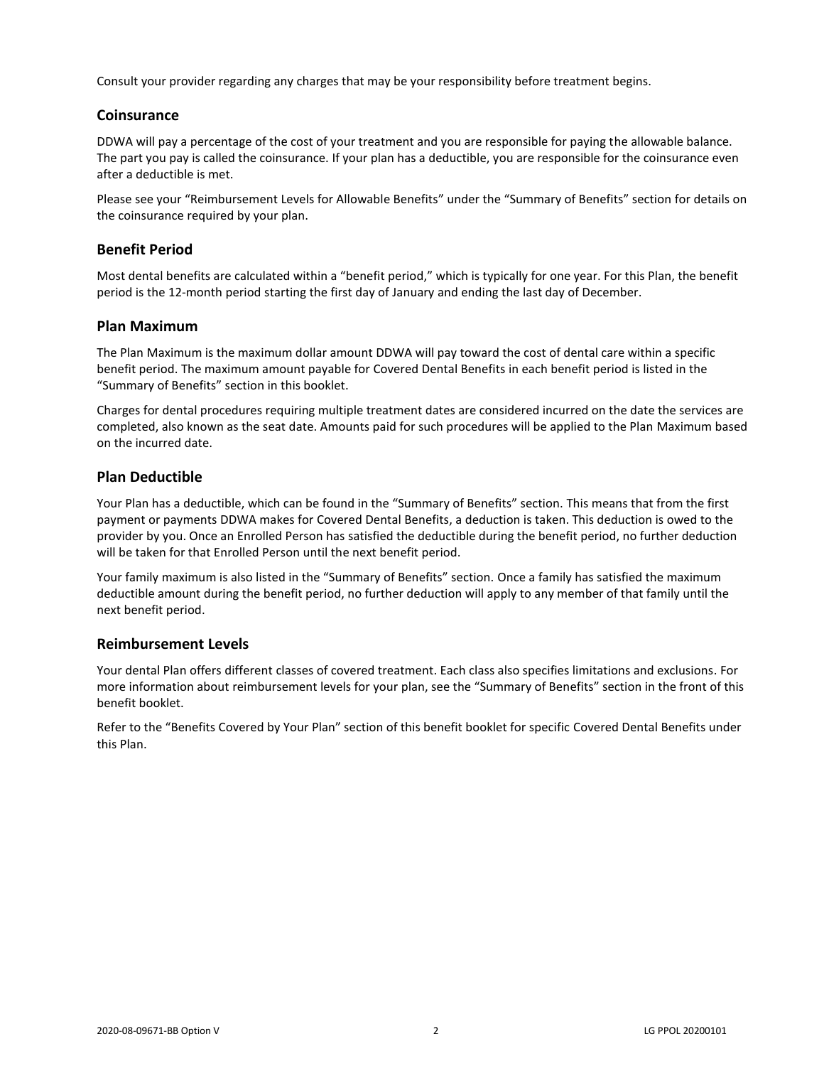Consult your provider regarding any charges that may be your responsibility before treatment begins.

## Coinsurance

DDWA will pay a percentage of the cost of your treatment and you are responsible for paying the allowable balance. The part you pay is called the coinsurance. If your plan has a deductible, you are responsible for the coinsurance even after a deductible is met.

Please see your "Reimbursement Levels for Allowable Benefits" under the "Summary of Benefits" section for details on the coinsurance required by your plan.

## Benefit Period

Most dental benefits are calculated within a "benefit period," which is typically for one year. For this Plan, the benefit period is the 12-month period starting the first day of January and ending the last day of December.

## Plan Maximum

The Plan Maximum is the maximum dollar amount DDWA will pay toward the cost of dental care within a specific benefit period. The maximum amount payable for Covered Dental Benefits in each benefit period is listed in the "Summary of Benefits" section in this booklet.

Charges for dental procedures requiring multiple treatment dates are considered incurred on the date the services are completed, also known as the seat date. Amounts paid for such procedures will be applied to the Plan Maximum based on the incurred date.

## Plan Deductible

Your Plan has a deductible, which can be found in the "Summary of Benefits" section. This means that from the first payment or payments DDWA makes for Covered Dental Benefits, a deduction is taken. This deduction is owed to the provider by you. Once an Enrolled Person has satisfied the deductible during the benefit period, no further deduction will be taken for that Enrolled Person until the next benefit period.

Your family maximum is also listed in the "Summary of Benefits" section. Once a family has satisfied the maximum deductible amount during the benefit period, no further deduction will apply to any member of that family until the next benefit period.

## Reimbursement Levels

Your dental Plan offers different classes of covered treatment. Each class also specifies limitations and exclusions. For more information about reimbursement levels for your plan, see the "Summary of Benefits" section in the front of this benefit booklet.

Refer to the "Benefits Covered by Your Plan" section of this benefit booklet for specific Covered Dental Benefits under this Plan.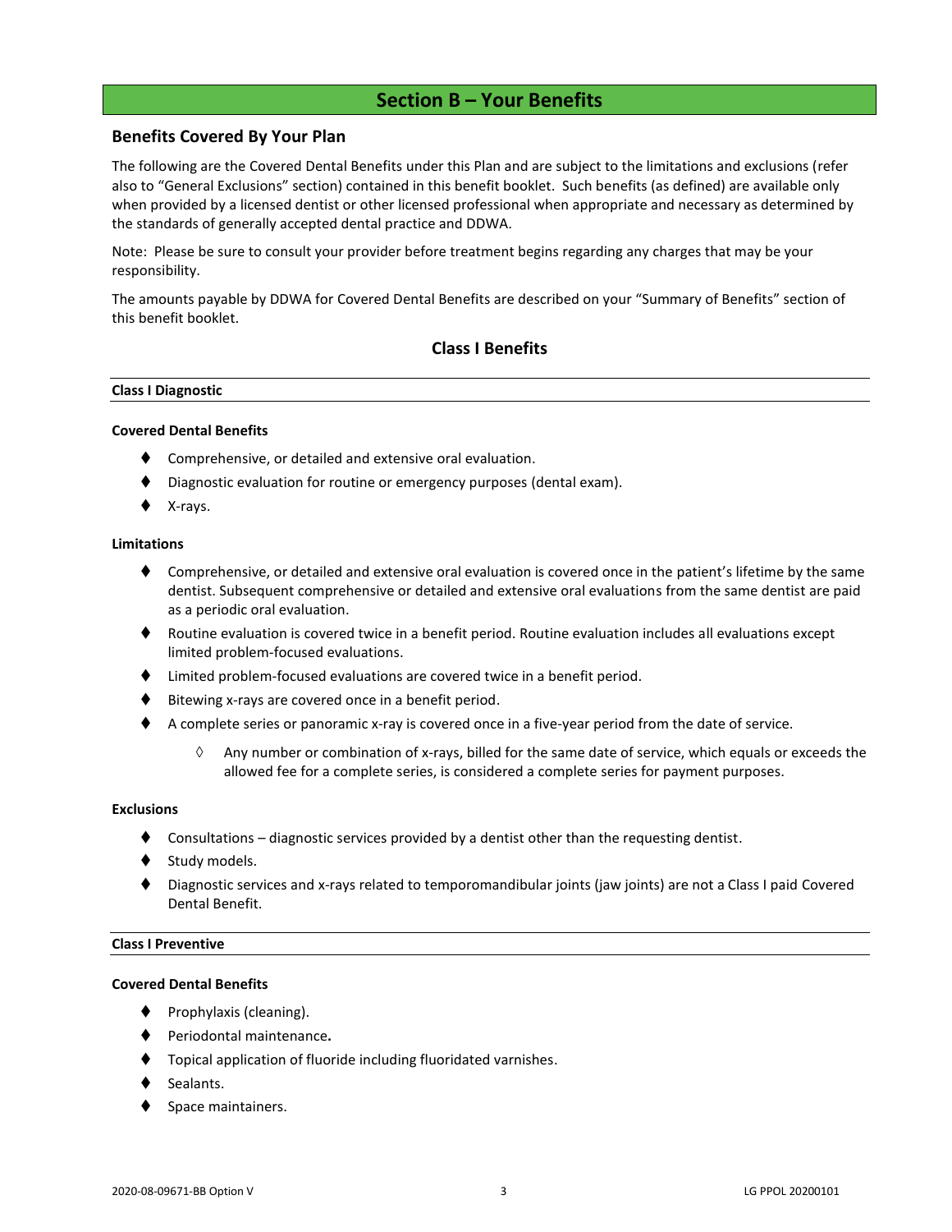# Section B – Your Benefits

## Benefits Covered By Your Plan

The following are the Covered Dental Benefits under this Plan and are subject to the limitations and exclusions (refer also to "General Exclusions" section) contained in this benefit booklet. Such benefits (as defined) are available only when provided by a licensed dentist or other licensed professional when appropriate and necessary as determined by the standards of generally accepted dental practice and DDWA.

Note: Please be sure to consult your provider before treatment begins regarding any charges that may be your responsibility.

The amounts payable by DDWA for Covered Dental Benefits are described on your "Summary of Benefits" section of this benefit booklet.

### Class I Benefits

#### Class I Diagnostic

**Covered Dental Benefits**

- Comprehensive, or detailed and extensive oral evaluation.
- Diagnostic evaluation for routine or emergency purposes (dental exam).
- X-rays.

**Limitations**

- Comprehensive, or detailed and extensive oral evaluation is covered once in the patient's lifetime by the same dentist. Subsequent comprehensive or detailed and extensive oral evaluations from the same dentist are paid as a periodic oral evaluation.
- Routine evaluation is covered twice in a benefit period. Routine evaluation includes all evaluations except limited problem-focused evaluations.
- Limited problem-focused evaluations are covered twice in a benefit period.
- Bitewing x-rays are covered once in a benefit period.
- A complete series or panoramic x-ray is covered once in a five-year period from the date of service.
  - Any number or combination of x-rays, billed for the same date of service, which equals or exceeds the allowed fee for a complete series, is considered a complete series for payment purposes.

**Exclusions**

- Consultations – diagnostic services provided by a dentist other than the requesting dentist.
- Study models.
- Diagnostic services and x-rays related to temporomandibular joints (jaw joints) are not a Class I paid Covered Dental Benefit.

#### Class I Preventive

**Covered Dental Benefits**

- Prophylaxis (cleaning).
- Periodontal maintenance.
- Topical application of fluoride including fluoridated varnishes.
- Sealants.
- Space maintainers.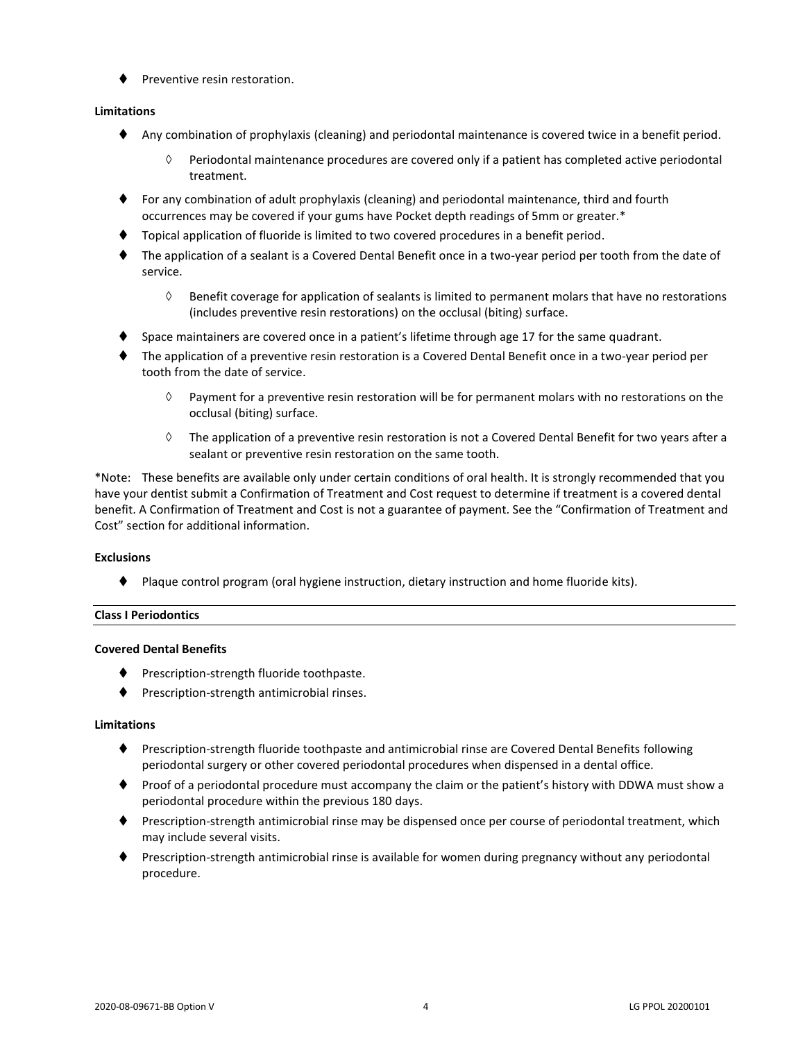- Preventive resin restoration.

**Limitations**

- Any combination of prophylaxis (cleaning) and periodontal maintenance is covered twice in a benefit period.
  - Periodontal maintenance procedures are covered only if a patient has completed active periodontal treatment.
- For any combination of adult prophylaxis (cleaning) and periodontal maintenance, third and fourth occurrences may be covered if your gums have Pocket depth readings of 5mm or greater.*
- Topical application of fluoride is limited to two covered procedures in a benefit period.
- The application of a sealant is a Covered Dental Benefit once in a two-year period per tooth from the date of service.
  - Benefit coverage for application of sealants is limited to permanent molars that have no restorations (includes preventive resin restorations) on the occlusal (biting) surface.
- Space maintainers are covered once in a patient's lifetime through age 17 for the same quadrant.
- The application of a preventive resin restoration is a Covered Dental Benefit once in a two-year period per tooth from the date of service.
  - Payment for a preventive resin restoration will be for permanent molars with no restorations on the occlusal (biting) surface.
  - The application of a preventive resin restoration is not a Covered Dental Benefit for two years after a sealant or preventive resin restoration on the same tooth.

*Note: These benefits are available only under certain conditions of oral health. It is strongly recommended that you have your dentist submit a Confirmation of Treatment and Cost request to determine if treatment is a covered dental benefit. A Confirmation of Treatment and Cost is not a guarantee of payment. See the "Confirmation of Treatment and Cost" section for additional information.

**Exclusions**

- Plaque control program (oral hygiene instruction, dietary instruction and home fluoride kits).

**Class I Periodontics**

**Covered Dental Benefits**

- Prescription-strength fluoride toothpaste.
- Prescription-strength antimicrobial rinses.

**Limitations**

- Prescription-strength fluoride toothpaste and antimicrobial rinse are Covered Dental Benefits following periodontal surgery or other covered periodontal procedures when dispensed in a dental office.
- Proof of a periodontal procedure must accompany the claim or the patient's history with DDWA must show a periodontal procedure within the previous 180 days.
- Prescription-strength antimicrobial rinse may be dispensed once per course of periodontal treatment, which may include several visits.
- Prescription-strength antimicrobial rinse is available for women during pregnancy without any periodontal procedure.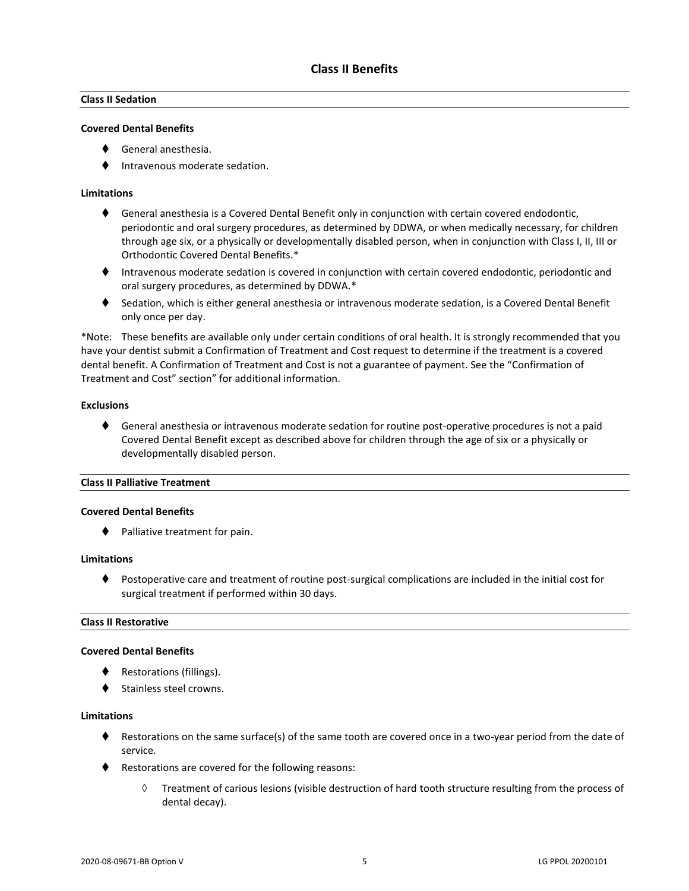## Class II Benefits

### Class II Sedation

**Covered Dental Benefits**

- General anesthesia.
- Intravenous moderate sedation.

**Limitations**

- General anesthesia is a Covered Dental Benefit only in conjunction with certain covered endodontic, periodontic and oral surgery procedures, as determined by DDWA, or when medically necessary, for children through age six, or a physically or developmentally disabled person, when in conjunction with Class I, II, III or Orthodontic Covered Dental Benefits.*
- Intravenous moderate sedation is covered in conjunction with certain covered endodontic, periodontic and oral surgery procedures, as determined by DDWA.*
- Sedation, which is either general anesthesia or intravenous moderate sedation, is a Covered Dental Benefit only once per day.

*Note: These benefits are available only under certain conditions of oral health. It is strongly recommended that you have your dentist submit a Confirmation of Treatment and Cost request to determine if the treatment is a covered dental benefit. A Confirmation of Treatment and Cost is not a guarantee of payment. See the "Confirmation of Treatment and Cost" section" for additional information.

**Exclusions**

- General anesthesia or intravenous moderate sedation for routine post-operative procedures is not a paid Covered Dental Benefit except as described above for children through the age of six or a physically or developmentally disabled person.

### Class II Palliative Treatment

**Covered Dental Benefits**

- Palliative treatment for pain.

**Limitations**

- Postoperative care and treatment of routine post-surgical complications are included in the initial cost for surgical treatment if performed within 30 days.

### Class II Restorative

**Covered Dental Benefits**

- Restorations (fillings).
- Stainless steel crowns.

**Limitations**

- Restorations on the same surface(s) of the same tooth are covered once in a two-year period from the date of service.
- Restorations are covered for the following reasons:
  - Treatment of carious lesions (visible destruction of hard tooth structure resulting from the process of dental decay).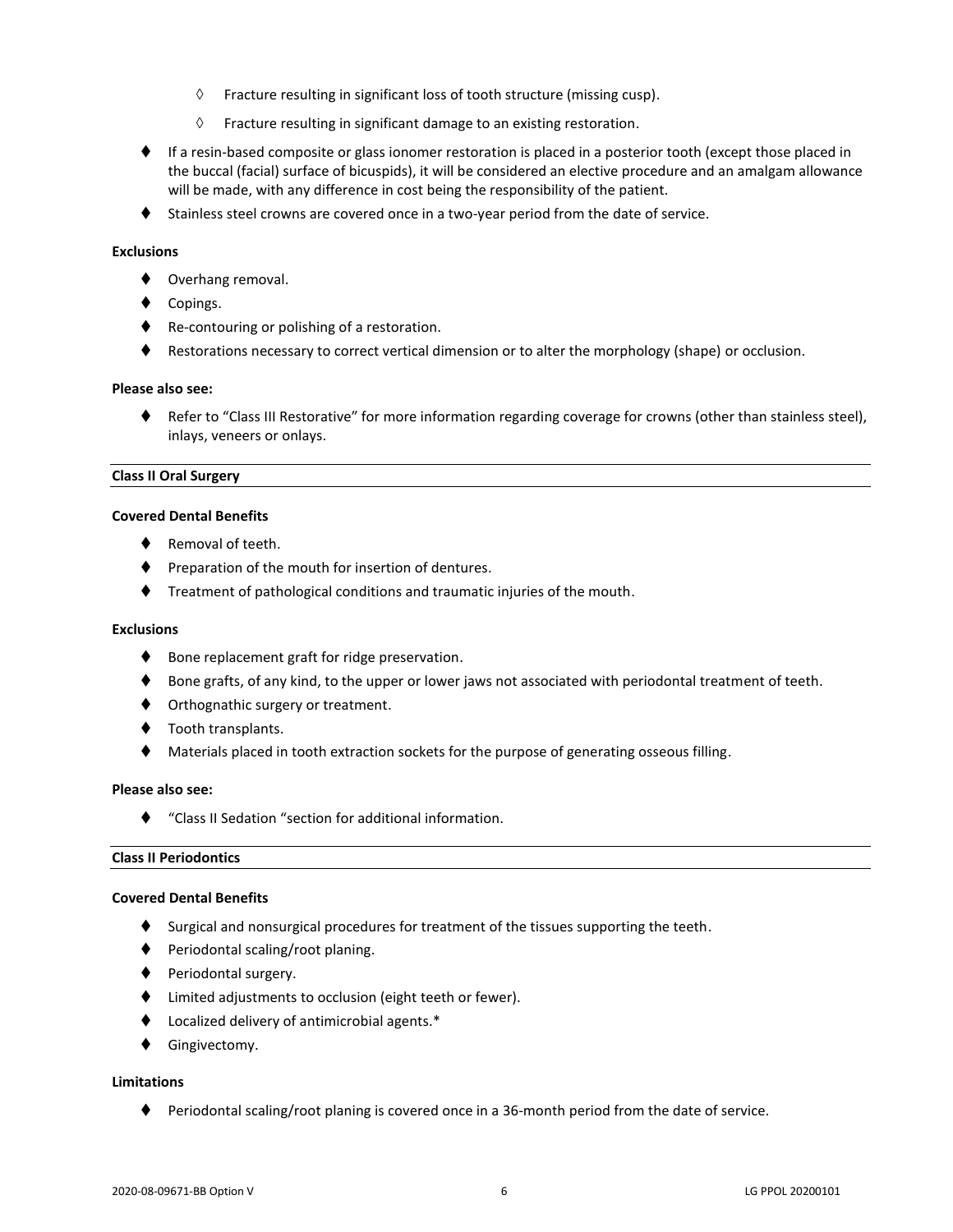- Fracture resulting in significant loss of tooth structure (missing cusp).
    - Fracture resulting in significant damage to an existing restoration.
- If a resin-based composite or glass ionomer restoration is placed in a posterior tooth (except those placed in the buccal (facial) surface of bicuspids), it will be considered an elective procedure and an amalgam allowance will be made, with any difference in cost being the responsibility of the patient.
- Stainless steel crowns are covered once in a two-year period from the date of service.

**Exclusions**

- Overhang removal.
- Copings.
- Re-contouring or polishing of a restoration.
- Restorations necessary to correct vertical dimension or to alter the morphology (shape) or occlusion.

**Please also see:**

- Refer to "Class III Restorative" for more information regarding coverage for crowns (other than stainless steel), inlays, veneers or onlays.

## Class II Oral Surgery

**Covered Dental Benefits**

- Removal of teeth.
- Preparation of the mouth for insertion of dentures.
- Treatment of pathological conditions and traumatic injuries of the mouth.

**Exclusions**

- Bone replacement graft for ridge preservation.
- Bone grafts, of any kind, to the upper or lower jaws not associated with periodontal treatment of teeth.
- Orthognathic surgery or treatment.
- Tooth transplants.
- Materials placed in tooth extraction sockets for the purpose of generating osseous filling.

**Please also see:**

- "Class II Sedation "section for additional information.

## Class II Periodontics

**Covered Dental Benefits**

- Surgical and nonsurgical procedures for treatment of the tissues supporting the teeth.
- Periodontal scaling/root planing.
- Periodontal surgery.
- Limited adjustments to occlusion (eight teeth or fewer).
- Localized delivery of antimicrobial agents.*
- Gingivectomy.

**Limitations**

- Periodontal scaling/root planing is covered once in a 36-month period from the date of service.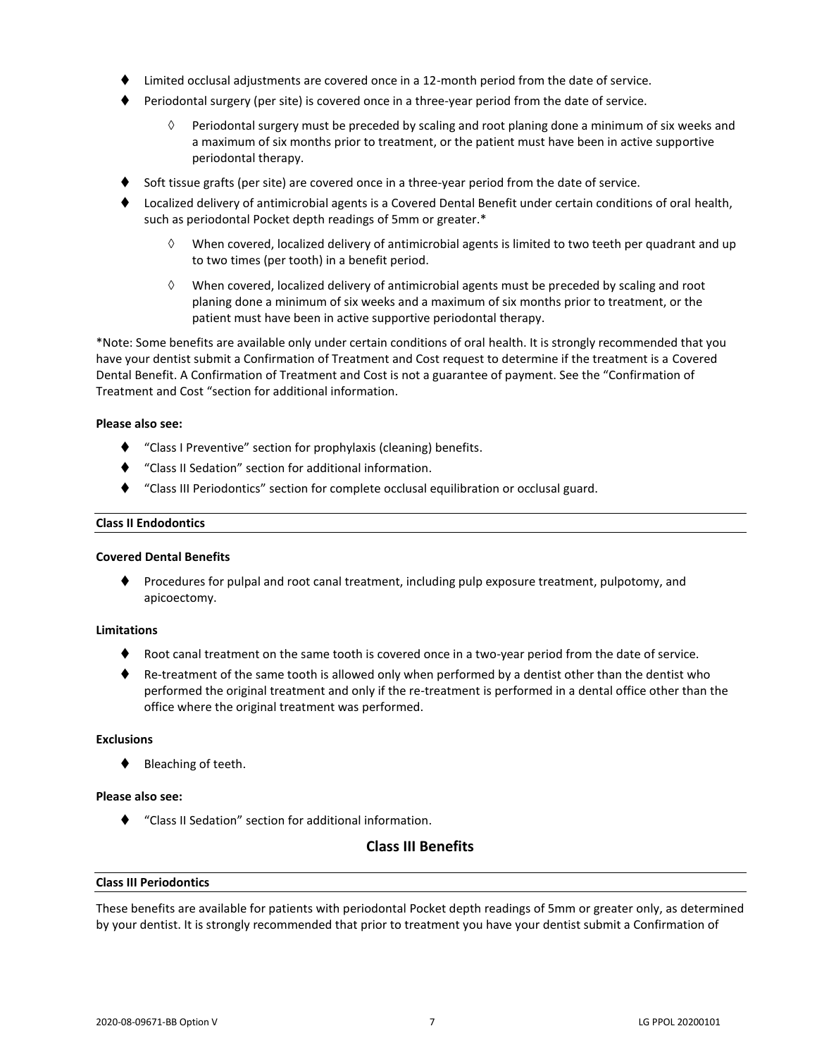- Limited occlusal adjustments are covered once in a 12-month period from the date of service.
- Periodontal surgery (per site) is covered once in a three-year period from the date of service.
    - Periodontal surgery must be preceded by scaling and root planing done a minimum of six weeks and a maximum of six months prior to treatment, or the patient must have been in active supportive periodontal therapy.
- Soft tissue grafts (per site) are covered once in a three-year period from the date of service.
- Localized delivery of antimicrobial agents is a Covered Dental Benefit under certain conditions of oral health, such as periodontal Pocket depth readings of 5mm or greater.*
    - When covered, localized delivery of antimicrobial agents is limited to two teeth per quadrant and up to two times (per tooth) in a benefit period.
    - When covered, localized delivery of antimicrobial agents must be preceded by scaling and root planing done a minimum of six weeks and a maximum of six months prior to treatment, or the patient must have been in active supportive periodontal therapy.

*Note: Some benefits are available only under certain conditions of oral health. It is strongly recommended that you have your dentist submit a Confirmation of Treatment and Cost request to determine if the treatment is a Covered Dental Benefit. A Confirmation of Treatment and Cost is not a guarantee of payment. See the "Confirmation of Treatment and Cost "section for additional information.

**Please also see:**

- "Class I Preventive" section for prophylaxis (cleaning) benefits.
- "Class II Sedation" section for additional information.
- "Class III Periodontics" section for complete occlusal equilibration or occlusal guard.

**Class II Endodontics**

**Covered Dental Benefits**

- Procedures for pulpal and root canal treatment, including pulp exposure treatment, pulpotomy, and apicoectomy.

**Limitations**

- Root canal treatment on the same tooth is covered once in a two-year period from the date of service.
- Re-treatment of the same tooth is allowed only when performed by a dentist other than the dentist who performed the original treatment and only if the re-treatment is performed in a dental office other than the office where the original treatment was performed.

**Exclusions**

- Bleaching of teeth.

**Please also see:**

- "Class II Sedation" section for additional information.

## Class III Benefits

**Class III Periodontics**

These benefits are available for patients with periodontal Pocket depth readings of 5mm or greater only, as determined by your dentist. It is strongly recommended that prior to treatment you have your dentist submit a Confirmation of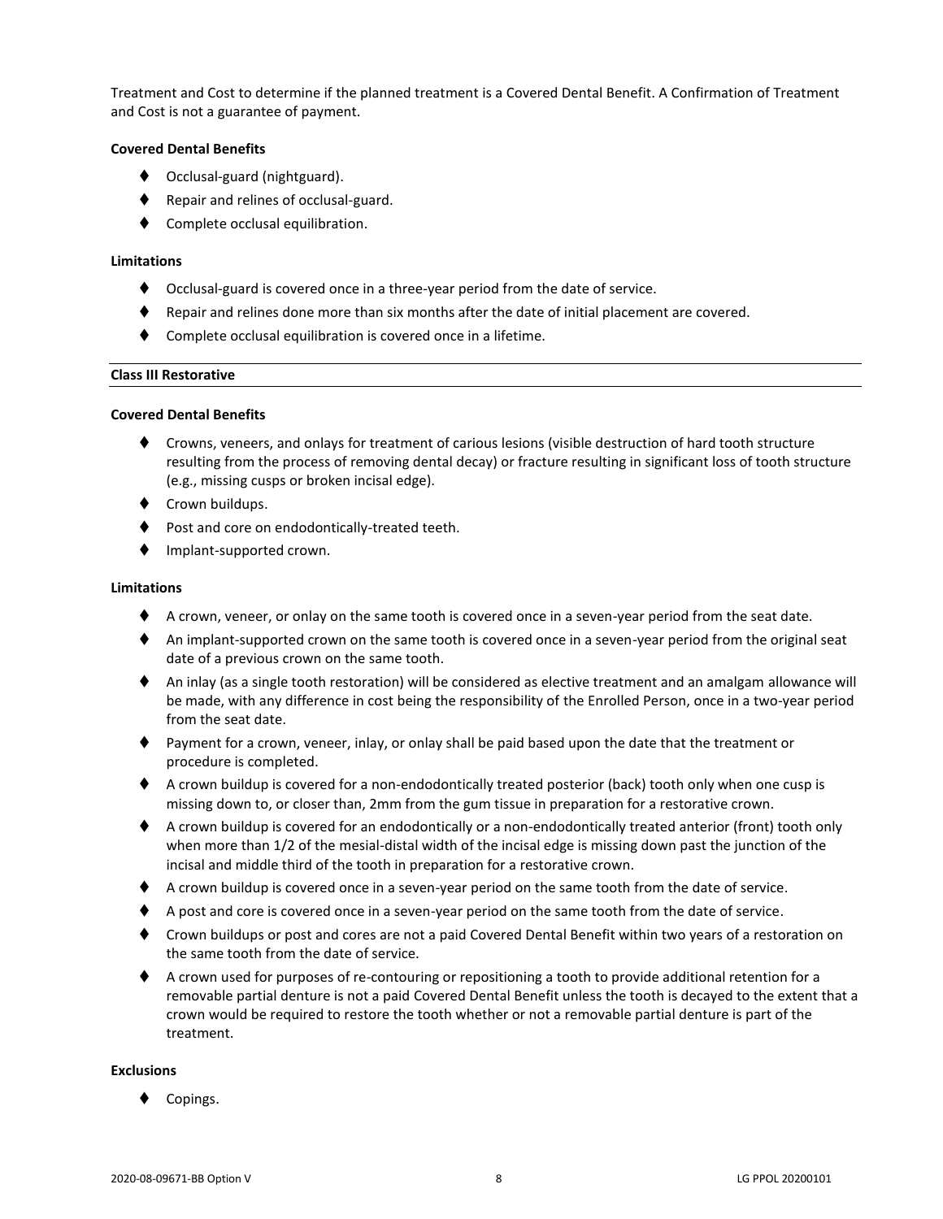Treatment and Cost to determine if the planned treatment is a Covered Dental Benefit. A Confirmation of Treatment and Cost is not a guarantee of payment.

**Covered Dental Benefits**

- Occlusal-guard (nightguard).
- Repair and relines of occlusal-guard.
- Complete occlusal equilibration.

**Limitations**

- Occlusal-guard is covered once in a three-year period from the date of service.
- Repair and relines done more than six months after the date of initial placement are covered.
- Complete occlusal equilibration is covered once in a lifetime.

---

**Class III Restorative**

---

**Covered Dental Benefits**

- Crowns, veneers, and onlays for treatment of carious lesions (visible destruction of hard tooth structure resulting from the process of removing dental decay) or fracture resulting in significant loss of tooth structure (e.g., missing cusps or broken incisal edge).
- Crown buildups.
- Post and core on endodontically-treated teeth.
- Implant-supported crown.

**Limitations**

- A crown, veneer, or onlay on the same tooth is covered once in a seven-year period from the seat date.
- An implant-supported crown on the same tooth is covered once in a seven-year period from the original seat date of a previous crown on the same tooth.
- An inlay (as a single tooth restoration) will be considered as elective treatment and an amalgam allowance will be made, with any difference in cost being the responsibility of the Enrolled Person, once in a two-year period from the seat date.
- Payment for a crown, veneer, inlay, or onlay shall be paid based upon the date that the treatment or procedure is completed.
- A crown buildup is covered for a non-endodontically treated posterior (back) tooth only when one cusp is missing down to, or closer than, 2mm from the gum tissue in preparation for a restorative crown.
- A crown buildup is covered for an endodontically or a non-endodontically treated anterior (front) tooth only when more than 1/2 of the mesial-distal width of the incisal edge is missing down past the junction of the incisal and middle third of the tooth in preparation for a restorative crown.
- A crown buildup is covered once in a seven-year period on the same tooth from the date of service.
- A post and core is covered once in a seven-year period on the same tooth from the date of service.
- Crown buildups or post and cores are not a paid Covered Dental Benefit within two years of a restoration on the same tooth from the date of service.
- A crown used for purposes of re-contouring or repositioning a tooth to provide additional retention for a removable partial denture is not a paid Covered Dental Benefit unless the tooth is decayed to the extent that a crown would be required to restore the tooth whether or not a removable partial denture is part of the treatment.

**Exclusions**

- Copings.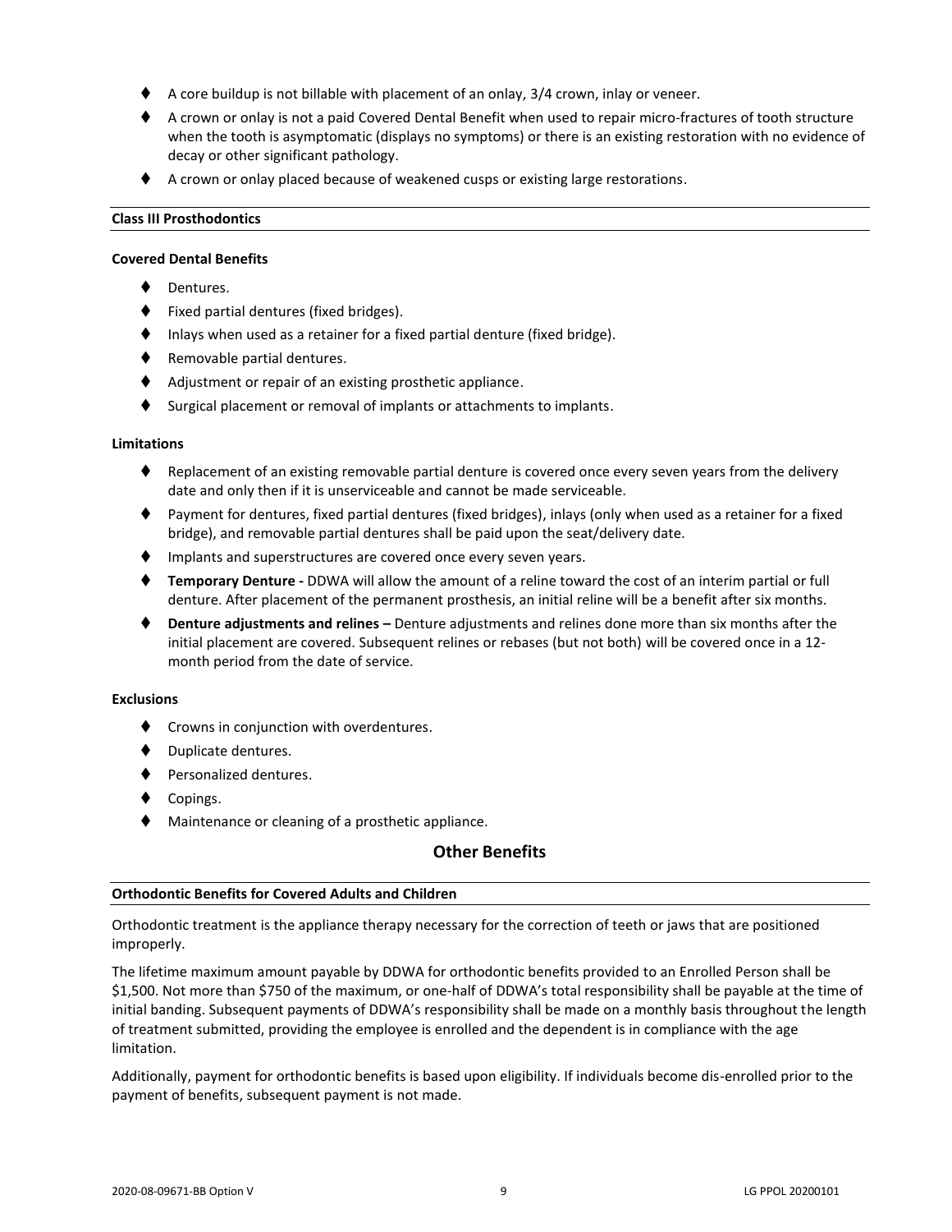- A core buildup is not billable with placement of an onlay, 3/4 crown, inlay or veneer.
- A crown or onlay is not a paid Covered Dental Benefit when used to repair micro-fractures of tooth structure when the tooth is asymptomatic (displays no symptoms) or there is an existing restoration with no evidence of decay or other significant pathology.
- A crown or onlay placed because of weakened cusps or existing large restorations.

### Class III Prosthodontics

#### Covered Dental Benefits

- Dentures.
- Fixed partial dentures (fixed bridges).
- Inlays when used as a retainer for a fixed partial denture (fixed bridge).
- Removable partial dentures.
- Adjustment or repair of an existing prosthetic appliance.
- Surgical placement or removal of implants or attachments to implants.

#### Limitations

- Replacement of an existing removable partial denture is covered once every seven years from the delivery date and only then if it is unserviceable and cannot be made serviceable.
- Payment for dentures, fixed partial dentures (fixed bridges), inlays (only when used as a retainer for a fixed bridge), and removable partial dentures shall be paid upon the seat/delivery date.
- Implants and superstructures are covered once every seven years.
- **Temporary Denture -** DDWA will allow the amount of a reline toward the cost of an interim partial or full denture. After placement of the permanent prosthesis, an initial reline will be a benefit after six months.
- **Denture adjustments and relines –** Denture adjustments and relines done more than six months after the initial placement are covered. Subsequent relines or rebases (but not both) will be covered once in a 12-month period from the date of service.

#### Exclusions

- Crowns in conjunction with overdentures.
- Duplicate dentures.
- Personalized dentures.
- Copings.
- Maintenance or cleaning of a prosthetic appliance.

## Other Benefits

### Orthodontic Benefits for Covered Adults and Children

Orthodontic treatment is the appliance therapy necessary for the correction of teeth or jaws that are positioned improperly.

The lifetime maximum amount payable by DDWA for orthodontic benefits provided to an Enrolled Person shall be $1,500. Not more than $750 of the maximum, or one-half of DDWA's total responsibility shall be payable at the time of initial banding. Subsequent payments of DDWA's responsibility shall be made on a monthly basis throughout the length of treatment submitted, providing the employee is enrolled and the dependent is in compliance with the age limitation.

Additionally, payment for orthodontic benefits is based upon eligibility. If individuals become dis-enrolled prior to the payment of benefits, subsequent payment is not made.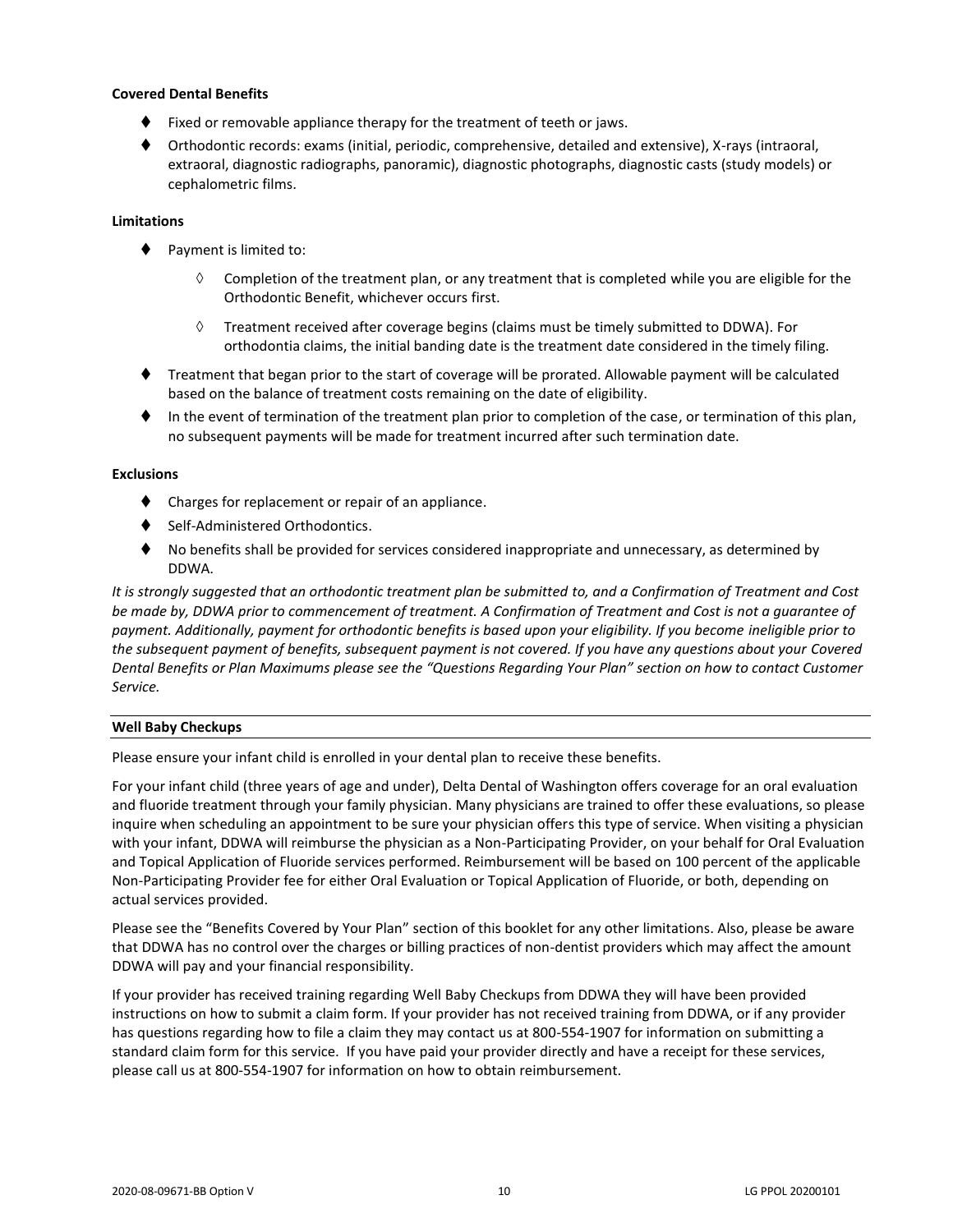**Covered Dental Benefits**

- Fixed or removable appliance therapy for the treatment of teeth or jaws.
- Orthodontic records: exams (initial, periodic, comprehensive, detailed and extensive), X-rays (intraoral, extraoral, diagnostic radiographs, panoramic), diagnostic photographs, diagnostic casts (study models) or cephalometric films.

**Limitations**

- Payment is limited to:
  - Completion of the treatment plan, or any treatment that is completed while you are eligible for the Orthodontic Benefit, whichever occurs first.
  - Treatment received after coverage begins (claims must be timely submitted to DDWA). For orthodontia claims, the initial banding date is the treatment date considered in the timely filing.
- Treatment that began prior to the start of coverage will be prorated. Allowable payment will be calculated based on the balance of treatment costs remaining on the date of eligibility.
- In the event of termination of the treatment plan prior to completion of the case, or termination of this plan, no subsequent payments will be made for treatment incurred after such termination date.

**Exclusions**

- Charges for replacement or repair of an appliance.
- Self-Administered Orthodontics.
- No benefits shall be provided for services considered inappropriate and unnecessary, as determined by DDWA.

*It is strongly suggested that an orthodontic treatment plan be submitted to, and a Confirmation of Treatment and Cost be made by, DDWA prior to commencement of treatment. A Confirmation of Treatment and Cost is not a guarantee of payment. Additionally, payment for orthodontic benefits is based upon your eligibility. If you become ineligible prior to the subsequent payment of benefits, subsequent payment is not covered. If you have any questions about your Covered Dental Benefits or Plan Maximums please see the "Questions Regarding Your Plan" section on how to contact Customer Service.*

**Well Baby Checkups**

Please ensure your infant child is enrolled in your dental plan to receive these benefits.

For your infant child (three years of age and under), Delta Dental of Washington offers coverage for an oral evaluation and fluoride treatment through your family physician. Many physicians are trained to offer these evaluations, so please inquire when scheduling an appointment to be sure your physician offers this type of service. When visiting a physician with your infant, DDWA will reimburse the physician as a Non-Participating Provider, on your behalf for Oral Evaluation and Topical Application of Fluoride services performed. Reimbursement will be based on 100 percent of the applicable Non-Participating Provider fee for either Oral Evaluation or Topical Application of Fluoride, or both, depending on actual services provided.

Please see the "Benefits Covered by Your Plan" section of this booklet for any other limitations. Also, please be aware that DDWA has no control over the charges or billing practices of non-dentist providers which may affect the amount DDWA will pay and your financial responsibility.

If your provider has received training regarding Well Baby Checkups from DDWA they will have been provided instructions on how to submit a claim form. If your provider has not received training from DDWA, or if any provider has questions regarding how to file a claim they may contact us at 800-554-1907 for information on submitting a standard claim form for this service. If you have paid your provider directly and have a receipt for these services, please call us at 800-554-1907 for information on how to obtain reimbursement.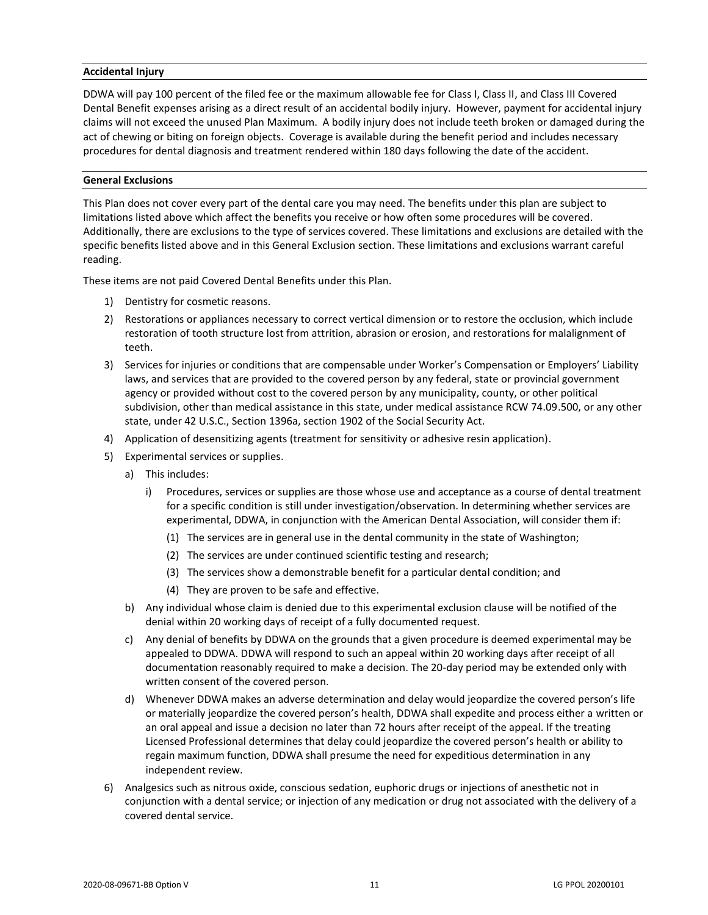**Accidental Injury**

DDWA will pay 100 percent of the filed fee or the maximum allowable fee for Class I, Class II, and Class III Covered Dental Benefit expenses arising as a direct result of an accidental bodily injury. However, payment for accidental injury claims will not exceed the unused Plan Maximum. A bodily injury does not include teeth broken or damaged during the act of chewing or biting on foreign objects. Coverage is available during the benefit period and includes necessary procedures for dental diagnosis and treatment rendered within 180 days following the date of the accident.

**General Exclusions**

This Plan does not cover every part of the dental care you may need. The benefits under this plan are subject to limitations listed above which affect the benefits you receive or how often some procedures will be covered. Additionally, there are exclusions to the type of services covered. These limitations and exclusions are detailed with the specific benefits listed above and in this General Exclusion section. These limitations and exclusions warrant careful reading.

These items are not paid Covered Dental Benefits under this Plan.

1) Dentistry for cosmetic reasons.
2) Restorations or appliances necessary to correct vertical dimension or to restore the occlusion, which include restoration of tooth structure lost from attrition, abrasion or erosion, and restorations for malalignment of teeth.
3) Services for injuries or conditions that are compensable under Worker's Compensation or Employers' Liability laws, and services that are provided to the covered person by any federal, state or provincial government agency or provided without cost to the covered person by any municipality, county, or other political subdivision, other than medical assistance in this state, under medical assistance RCW 74.09.500, or any other state, under 42 U.S.C., Section 1396a, section 1902 of the Social Security Act.
4) Application of desensitizing agents (treatment for sensitivity or adhesive resin application).
5) Experimental services or supplies.
   a) This includes:
      i) Procedures, services or supplies are those whose use and acceptance as a course of dental treatment for a specific condition is still under investigation/observation. In determining whether services are experimental, DDWA, in conjunction with the American Dental Association, will consider them if:
         (1) The services are in general use in the dental community in the state of Washington;
         (2) The services are under continued scientific testing and research;
         (3) The services show a demonstrable benefit for a particular dental condition; and
         (4) They are proven to be safe and effective.
   b) Any individual whose claim is denied due to this experimental exclusion clause will be notified of the denial within 20 working days of receipt of a fully documented request.
   c) Any denial of benefits by DDWA on the grounds that a given procedure is deemed experimental may be appealed to DDWA. DDWA will respond to such an appeal within 20 working days after receipt of all documentation reasonably required to make a decision. The 20-day period may be extended only with written consent of the covered person.
   d) Whenever DDWA makes an adverse determination and delay would jeopardize the covered person's life or materially jeopardize the covered person's health, DDWA shall expedite and process either a written or an oral appeal and issue a decision no later than 72 hours after receipt of the appeal. If the treating Licensed Professional determines that delay could jeopardize the covered person's health or ability to regain maximum function, DDWA shall presume the need for expeditious determination in any independent review.
6) Analgesics such as nitrous oxide, conscious sedation, euphoric drugs or injections of anesthetic not in conjunction with a dental service; or injection of any medication or drug not associated with the delivery of a covered dental service.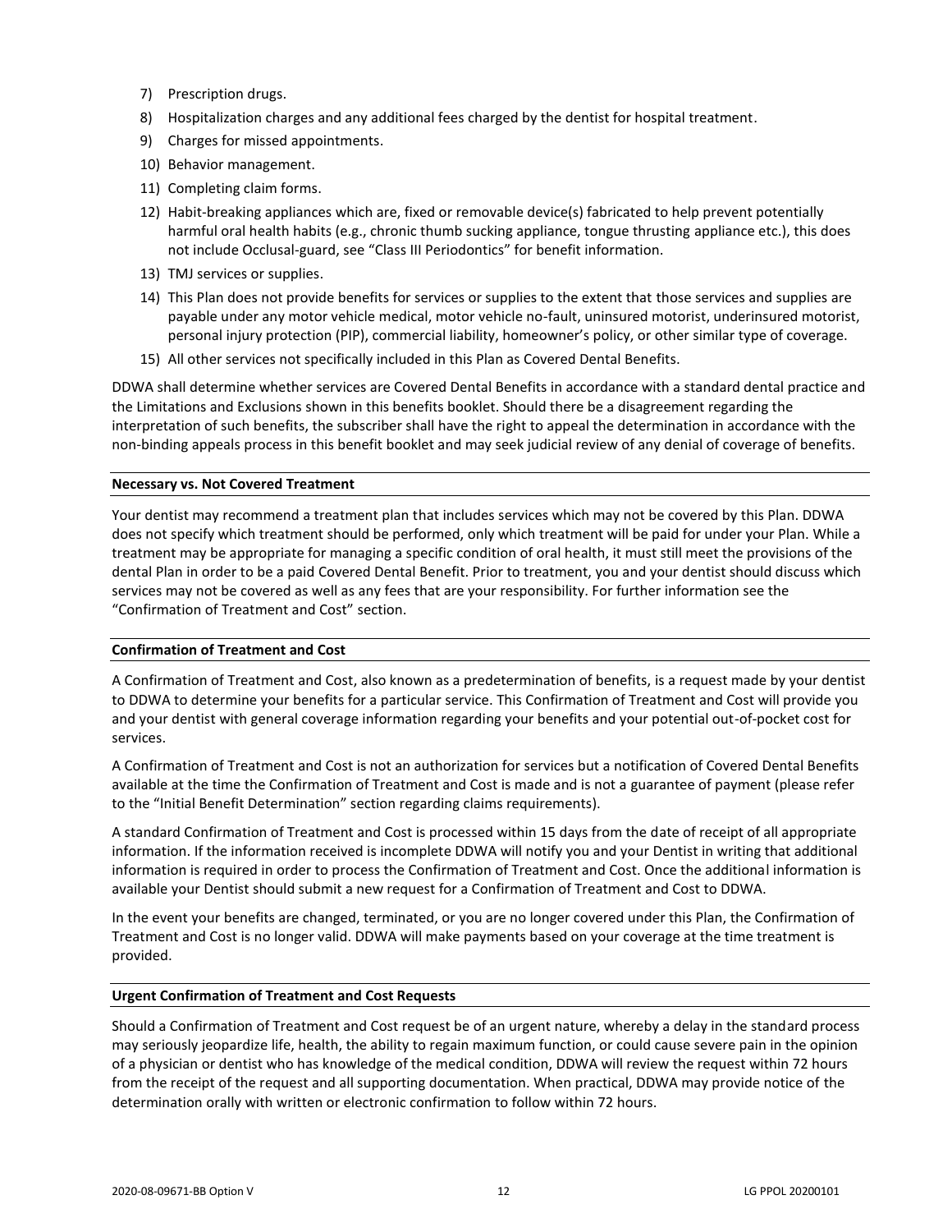7) Prescription drugs.
8) Hospitalization charges and any additional fees charged by the dentist for hospital treatment.
9) Charges for missed appointments.
10) Behavior management.
11) Completing claim forms.
12) Habit-breaking appliances which are, fixed or removable device(s) fabricated to help prevent potentially harmful oral health habits (e.g., chronic thumb sucking appliance, tongue thrusting appliance etc.), this does not include Occlusal-guard, see "Class III Periodontics" for benefit information.
13) TMJ services or supplies.
14) This Plan does not provide benefits for services or supplies to the extent that those services and supplies are payable under any motor vehicle medical, motor vehicle no-fault, uninsured motorist, underinsured motorist, personal injury protection (PIP), commercial liability, homeowner's policy, or other similar type of coverage.
15) All other services not specifically included in this Plan as Covered Dental Benefits.

DDWA shall determine whether services are Covered Dental Benefits in accordance with a standard dental practice and the Limitations and Exclusions shown in this benefits booklet. Should there be a disagreement regarding the interpretation of such benefits, the subscriber shall have the right to appeal the determination in accordance with the non-binding appeals process in this benefit booklet and may seek judicial review of any denial of coverage of benefits.

**Necessary vs. Not Covered Treatment**

Your dentist may recommend a treatment plan that includes services which may not be covered by this Plan. DDWA does not specify which treatment should be performed, only which treatment will be paid for under your Plan. While a treatment may be appropriate for managing a specific condition of oral health, it must still meet the provisions of the dental Plan in order to be a paid Covered Dental Benefit. Prior to treatment, you and your dentist should discuss which services may not be covered as well as any fees that are your responsibility. For further information see the "Confirmation of Treatment and Cost" section.

**Confirmation of Treatment and Cost**

A Confirmation of Treatment and Cost, also known as a predetermination of benefits, is a request made by your dentist to DDWA to determine your benefits for a particular service. This Confirmation of Treatment and Cost will provide you and your dentist with general coverage information regarding your benefits and your potential out-of-pocket cost for services.

A Confirmation of Treatment and Cost is not an authorization for services but a notification of Covered Dental Benefits available at the time the Confirmation of Treatment and Cost is made and is not a guarantee of payment (please refer to the "Initial Benefit Determination" section regarding claims requirements).

A standard Confirmation of Treatment and Cost is processed within 15 days from the date of receipt of all appropriate information. If the information received is incomplete DDWA will notify you and your Dentist in writing that additional information is required in order to process the Confirmation of Treatment and Cost. Once the additional information is available your Dentist should submit a new request for a Confirmation of Treatment and Cost to DDWA.

In the event your benefits are changed, terminated, or you are no longer covered under this Plan, the Confirmation of Treatment and Cost is no longer valid. DDWA will make payments based on your coverage at the time treatment is provided.

**Urgent Confirmation of Treatment and Cost Requests**

Should a Confirmation of Treatment and Cost request be of an urgent nature, whereby a delay in the standard process may seriously jeopardize life, health, the ability to regain maximum function, or could cause severe pain in the opinion of a physician or dentist who has knowledge of the medical condition, DDWA will review the request within 72 hours from the receipt of the request and all supporting documentation. When practical, DDWA may provide notice of the determination orally with written or electronic confirmation to follow within 72 hours.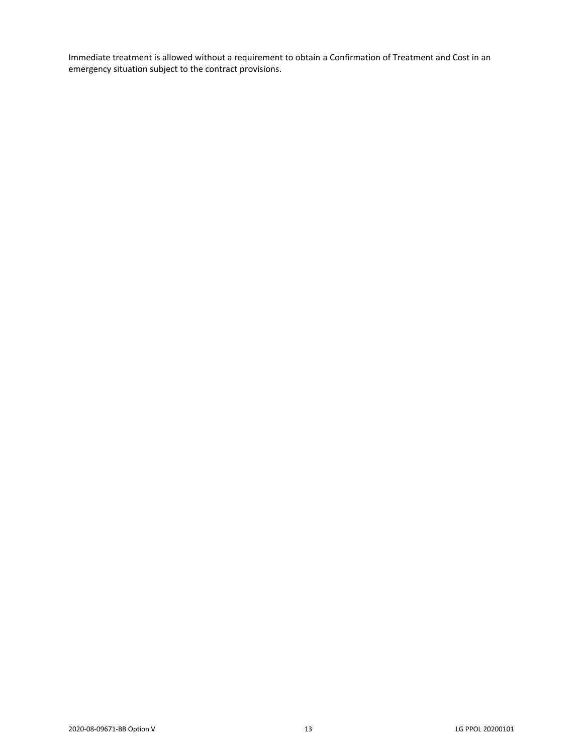Immediate treatment is allowed without a requirement to obtain a Confirmation of Treatment and Cost in an emergency situation subject to the contract provisions.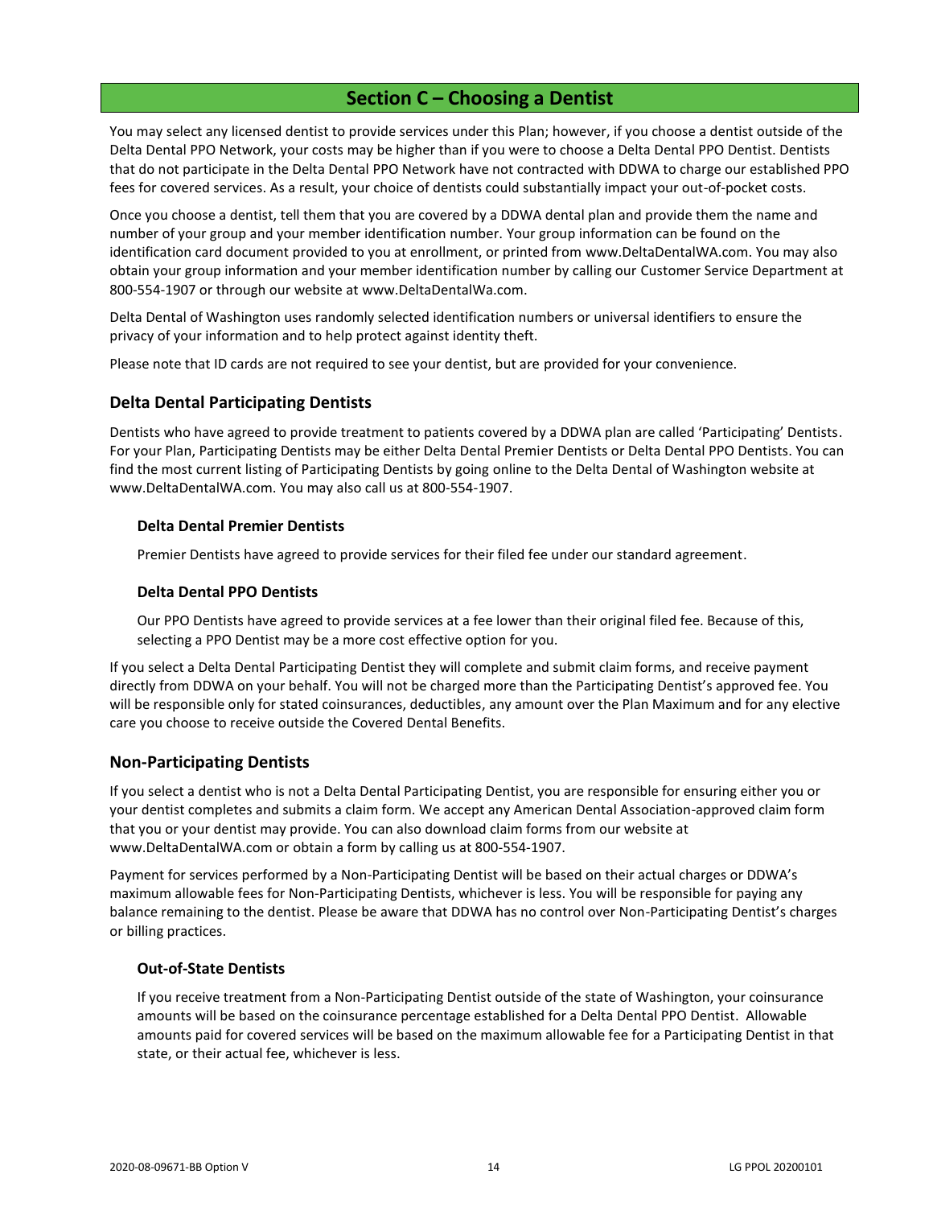# Section C – Choosing a Dentist

You may select any licensed dentist to provide services under this Plan; however, if you choose a dentist outside of the Delta Dental PPO Network, your costs may be higher than if you were to choose a Delta Dental PPO Dentist. Dentists that do not participate in the Delta Dental PPO Network have not contracted with DDWA to charge our established PPO fees for covered services. As a result, your choice of dentists could substantially impact your out-of-pocket costs.

Once you choose a dentist, tell them that you are covered by a DDWA dental plan and provide them the name and number of your group and your member identification number. Your group information can be found on the identification card document provided to you at enrollment, or printed from www.DeltaDentalWA.com. You may also obtain your group information and your member identification number by calling our Customer Service Department at 800-554-1907 or through our website at www.DeltaDentalWa.com.

Delta Dental of Washington uses randomly selected identification numbers or universal identifiers to ensure the privacy of your information and to help protect against identity theft.

Please note that ID cards are not required to see your dentist, but are provided for your convenience.

## Delta Dental Participating Dentists

Dentists who have agreed to provide treatment to patients covered by a DDWA plan are called 'Participating' Dentists. For your Plan, Participating Dentists may be either Delta Dental Premier Dentists or Delta Dental PPO Dentists. You can find the most current listing of Participating Dentists by going online to the Delta Dental of Washington website at www.DeltaDentalWA.com. You may also call us at 800-554-1907.

### Delta Dental Premier Dentists

Premier Dentists have agreed to provide services for their filed fee under our standard agreement.

### Delta Dental PPO Dentists

Our PPO Dentists have agreed to provide services at a fee lower than their original filed fee. Because of this, selecting a PPO Dentist may be a more cost effective option for you.

If you select a Delta Dental Participating Dentist they will complete and submit claim forms, and receive payment directly from DDWA on your behalf. You will not be charged more than the Participating Dentist's approved fee. You will be responsible only for stated coinsurances, deductibles, any amount over the Plan Maximum and for any elective care you choose to receive outside the Covered Dental Benefits.

## Non-Participating Dentists

If you select a dentist who is not a Delta Dental Participating Dentist, you are responsible for ensuring either you or your dentist completes and submits a claim form. We accept any American Dental Association-approved claim form that you or your dentist may provide. You can also download claim forms from our website at www.DeltaDentalWA.com or obtain a form by calling us at 800-554-1907.

Payment for services performed by a Non-Participating Dentist will be based on their actual charges or DDWA's maximum allowable fees for Non-Participating Dentists, whichever is less. You will be responsible for paying any balance remaining to the dentist. Please be aware that DDWA has no control over Non-Participating Dentist's charges or billing practices.

### Out-of-State Dentists

If you receive treatment from a Non-Participating Dentist outside of the state of Washington, your coinsurance amounts will be based on the coinsurance percentage established for a Delta Dental PPO Dentist. Allowable amounts paid for covered services will be based on the maximum allowable fee for a Participating Dentist in that state, or their actual fee, whichever is less.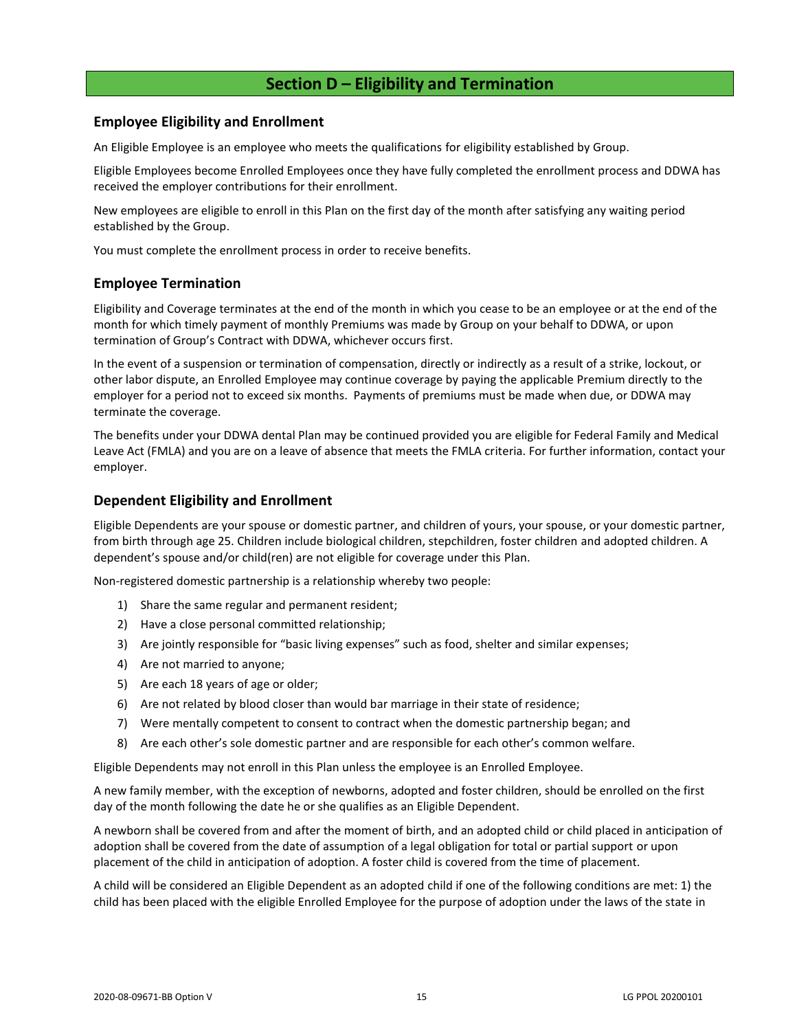# Section D – Eligibility and Termination

## Employee Eligibility and Enrollment

An Eligible Employee is an employee who meets the qualifications for eligibility established by Group.

Eligible Employees become Enrolled Employees once they have fully completed the enrollment process and DDWA has received the employer contributions for their enrollment.

New employees are eligible to enroll in this Plan on the first day of the month after satisfying any waiting period established by the Group.

You must complete the enrollment process in order to receive benefits.

## Employee Termination

Eligibility and Coverage terminates at the end of the month in which you cease to be an employee or at the end of the month for which timely payment of monthly Premiums was made by Group on your behalf to DDWA, or upon termination of Group's Contract with DDWA, whichever occurs first.

In the event of a suspension or termination of compensation, directly or indirectly as a result of a strike, lockout, or other labor dispute, an Enrolled Employee may continue coverage by paying the applicable Premium directly to the employer for a period not to exceed six months. Payments of premiums must be made when due, or DDWA may terminate the coverage.

The benefits under your DDWA dental Plan may be continued provided you are eligible for Federal Family and Medical Leave Act (FMLA) and you are on a leave of absence that meets the FMLA criteria. For further information, contact your employer.

## Dependent Eligibility and Enrollment

Eligible Dependents are your spouse or domestic partner, and children of yours, your spouse, or your domestic partner, from birth through age 25. Children include biological children, stepchildren, foster children and adopted children. A dependent's spouse and/or child(ren) are not eligible for coverage under this Plan.

Non-registered domestic partnership is a relationship whereby two people:

1) Share the same regular and permanent resident;
2) Have a close personal committed relationship;
3) Are jointly responsible for "basic living expenses" such as food, shelter and similar expenses;
4) Are not married to anyone;
5) Are each 18 years of age or older;
6) Are not related by blood closer than would bar marriage in their state of residence;
7) Were mentally competent to consent to contract when the domestic partnership began; and
8) Are each other's sole domestic partner and are responsible for each other's common welfare.

Eligible Dependents may not enroll in this Plan unless the employee is an Enrolled Employee.

A new family member, with the exception of newborns, adopted and foster children, should be enrolled on the first day of the month following the date he or she qualifies as an Eligible Dependent.

A newborn shall be covered from and after the moment of birth, and an adopted child or child placed in anticipation of adoption shall be covered from the date of assumption of a legal obligation for total or partial support or upon placement of the child in anticipation of adoption. A foster child is covered from the time of placement.

A child will be considered an Eligible Dependent as an adopted child if one of the following conditions are met: 1) the child has been placed with the eligible Enrolled Employee for the purpose of adoption under the laws of the state in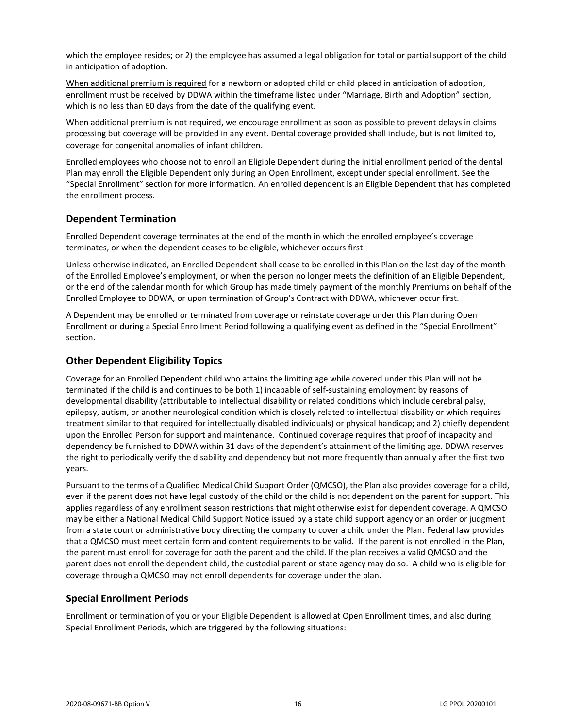which the employee resides; or 2) the employee has assumed a legal obligation for total or partial support of the child in anticipation of adoption.

When additional premium is required for a newborn or adopted child or child placed in anticipation of adoption, enrollment must be received by DDWA within the timeframe listed under "Marriage, Birth and Adoption" section, which is no less than 60 days from the date of the qualifying event.

When additional premium is not required, we encourage enrollment as soon as possible to prevent delays in claims processing but coverage will be provided in any event. Dental coverage provided shall include, but is not limited to, coverage for congenital anomalies of infant children.

Enrolled employees who choose not to enroll an Eligible Dependent during the initial enrollment period of the dental Plan may enroll the Eligible Dependent only during an Open Enrollment, except under special enrollment. See the "Special Enrollment" section for more information. An enrolled dependent is an Eligible Dependent that has completed the enrollment process.

## Dependent Termination

Enrolled Dependent coverage terminates at the end of the month in which the enrolled employee's coverage terminates, or when the dependent ceases to be eligible, whichever occurs first.

Unless otherwise indicated, an Enrolled Dependent shall cease to be enrolled in this Plan on the last day of the month of the Enrolled Employee's employment, or when the person no longer meets the definition of an Eligible Dependent, or the end of the calendar month for which Group has made timely payment of the monthly Premiums on behalf of the Enrolled Employee to DDWA, or upon termination of Group's Contract with DDWA, whichever occur first.

A Dependent may be enrolled or terminated from coverage or reinstate coverage under this Plan during Open Enrollment or during a Special Enrollment Period following a qualifying event as defined in the "Special Enrollment" section.

## Other Dependent Eligibility Topics

Coverage for an Enrolled Dependent child who attains the limiting age while covered under this Plan will not be terminated if the child is and continues to be both 1) incapable of self-sustaining employment by reasons of developmental disability (attributable to intellectual disability or related conditions which include cerebral palsy, epilepsy, autism, or another neurological condition which is closely related to intellectual disability or which requires treatment similar to that required for intellectually disabled individuals) or physical handicap; and 2) chiefly dependent upon the Enrolled Person for support and maintenance. Continued coverage requires that proof of incapacity and dependency be furnished to DDWA within 31 days of the dependent's attainment of the limiting age. DDWA reserves the right to periodically verify the disability and dependency but not more frequently than annually after the first two years.

Pursuant to the terms of a Qualified Medical Child Support Order (QMCSO), the Plan also provides coverage for a child, even if the parent does not have legal custody of the child or the child is not dependent on the parent for support. This applies regardless of any enrollment season restrictions that might otherwise exist for dependent coverage. A QMCSO may be either a National Medical Child Support Notice issued by a state child support agency or an order or judgment from a state court or administrative body directing the company to cover a child under the Plan. Federal law provides that a QMCSO must meet certain form and content requirements to be valid. If the parent is not enrolled in the Plan, the parent must enroll for coverage for both the parent and the child. If the plan receives a valid QMCSO and the parent does not enroll the dependent child, the custodial parent or state agency may do so. A child who is eligible for coverage through a QMCSO may not enroll dependents for coverage under the plan.

## Special Enrollment Periods

Enrollment or termination of you or your Eligible Dependent is allowed at Open Enrollment times, and also during Special Enrollment Periods, which are triggered by the following situations: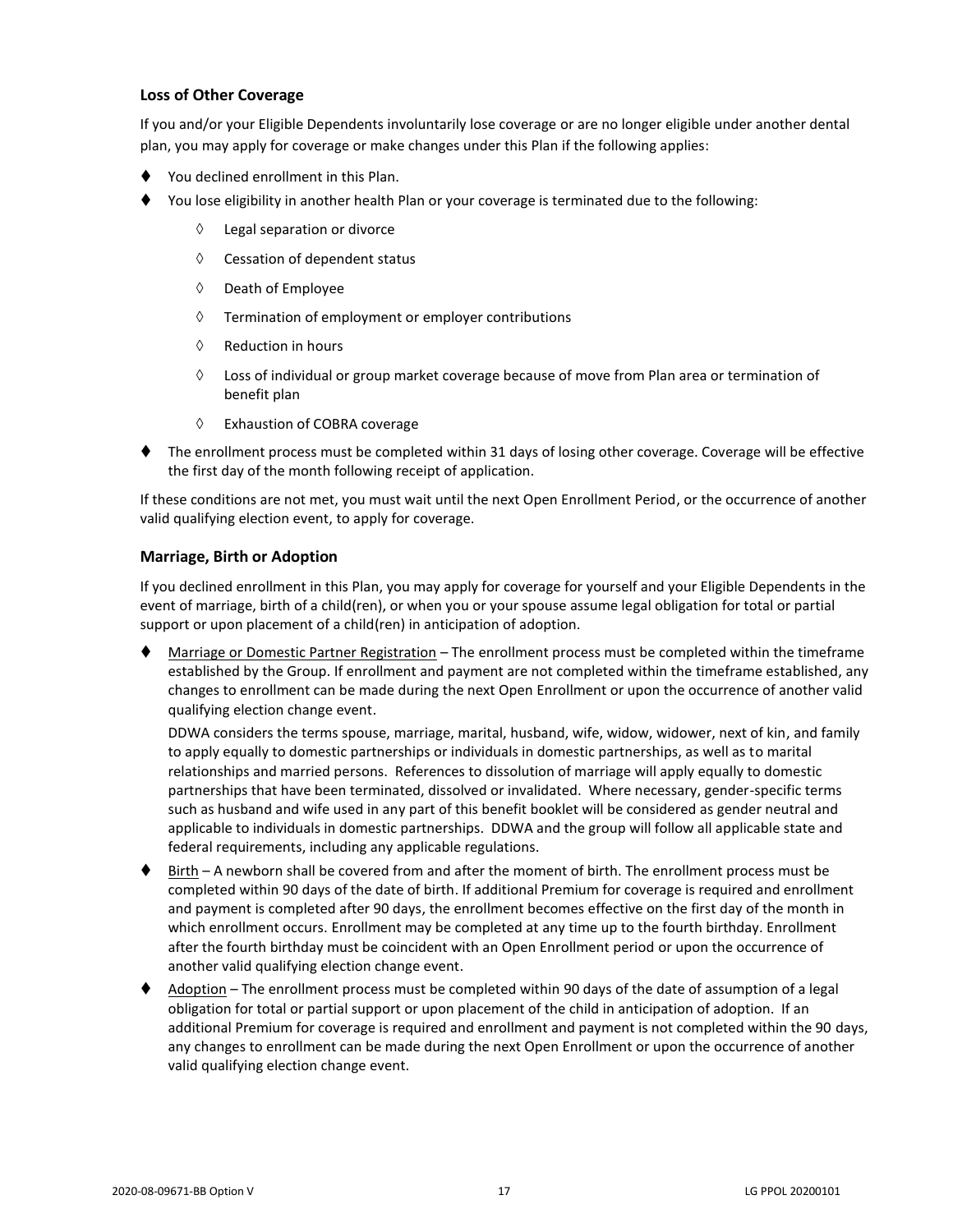### Loss of Other Coverage

If you and/or your Eligible Dependents involuntarily lose coverage or are no longer eligible under another dental plan, you may apply for coverage or make changes under this Plan if the following applies:

- You declined enrollment in this Plan.
- You lose eligibility in another health Plan or your coverage is terminated due to the following:
  - Legal separation or divorce
  - Cessation of dependent status
  - Death of Employee
  - Termination of employment or employer contributions
  - Reduction in hours
  - Loss of individual or group market coverage because of move from Plan area or termination of benefit plan
  - Exhaustion of COBRA coverage
- The enrollment process must be completed within 31 days of losing other coverage. Coverage will be effective the first day of the month following receipt of application.

If these conditions are not met, you must wait until the next Open Enrollment Period, or the occurrence of another valid qualifying election event, to apply for coverage.

### Marriage, Birth or Adoption

If you declined enrollment in this Plan, you may apply for coverage for yourself and your Eligible Dependents in the event of marriage, birth of a child(ren), or when you or your spouse assume legal obligation for total or partial support or upon placement of a child(ren) in anticipation of adoption.

- Marriage or Domestic Partner Registration – The enrollment process must be completed within the timeframe established by the Group. If enrollment and payment are not completed within the timeframe established, any changes to enrollment can be made during the next Open Enrollment or upon the occurrence of another valid qualifying election change event.

  DDWA considers the terms spouse, marriage, marital, husband, wife, widow, widower, next of kin, and family to apply equally to domestic partnerships or individuals in domestic partnerships, as well as to marital relationships and married persons. References to dissolution of marriage will apply equally to domestic partnerships that have been terminated, dissolved or invalidated. Where necessary, gender-specific terms such as husband and wife used in any part of this benefit booklet will be considered as gender neutral and applicable to individuals in domestic partnerships. DDWA and the group will follow all applicable state and federal requirements, including any applicable regulations.
- Birth – A newborn shall be covered from and after the moment of birth. The enrollment process must be completed within 90 days of the date of birth. If additional Premium for coverage is required and enrollment and payment is completed after 90 days, the enrollment becomes effective on the first day of the month in which enrollment occurs. Enrollment may be completed at any time up to the fourth birthday. Enrollment after the fourth birthday must be coincident with an Open Enrollment period or upon the occurrence of another valid qualifying election change event.
- Adoption – The enrollment process must be completed within 90 days of the date of assumption of a legal obligation for total or partial support or upon placement of the child in anticipation of adoption. If an additional Premium for coverage is required and enrollment and payment is not completed within the 90 days, any changes to enrollment can be made during the next Open Enrollment or upon the occurrence of another valid qualifying election change event.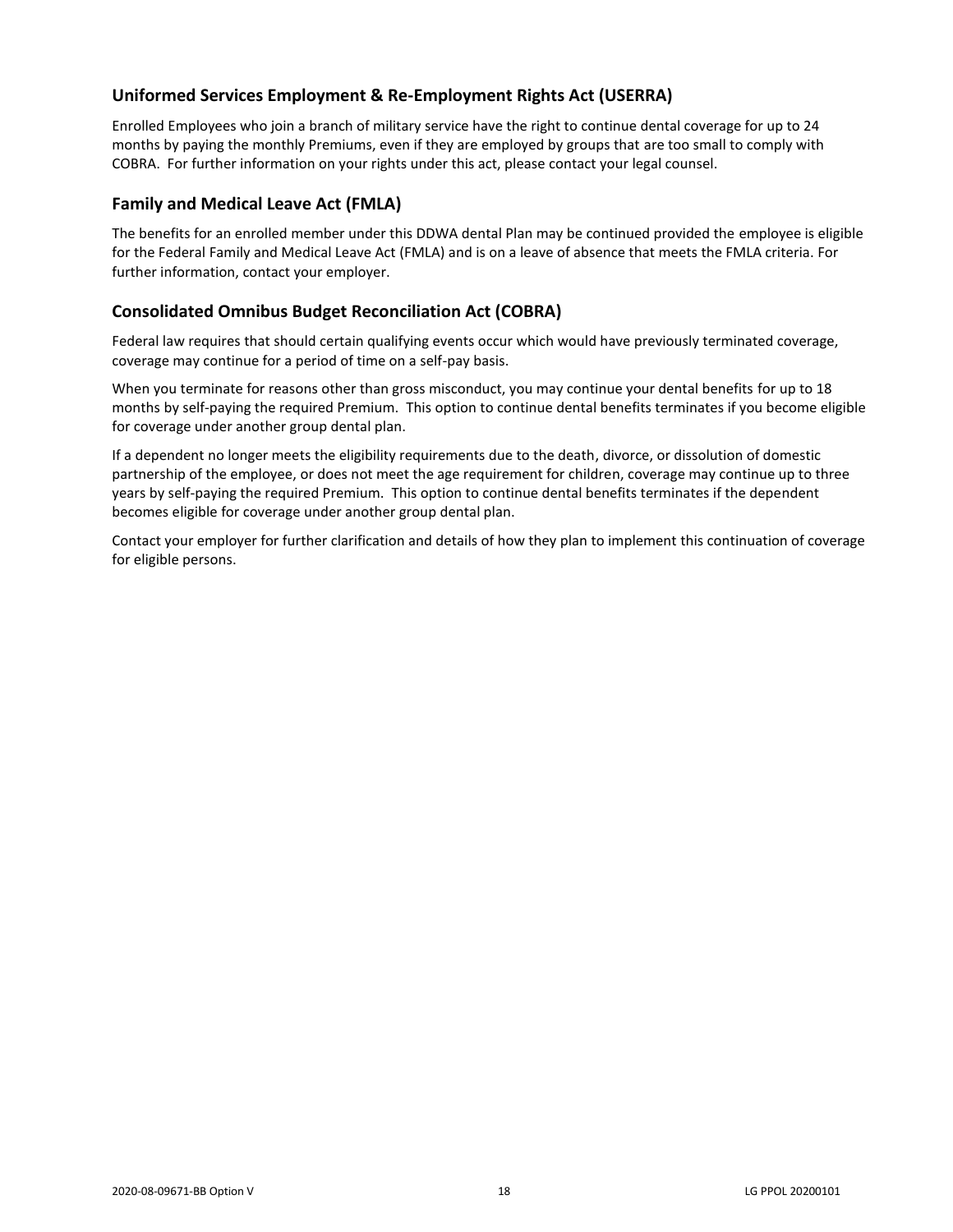## Uniformed Services Employment & Re-Employment Rights Act (USERRA)

Enrolled Employees who join a branch of military service have the right to continue dental coverage for up to 24 months by paying the monthly Premiums, even if they are employed by groups that are too small to comply with COBRA. For further information on your rights under this act, please contact your legal counsel.

## Family and Medical Leave Act (FMLA)

The benefits for an enrolled member under this DDWA dental Plan may be continued provided the employee is eligible for the Federal Family and Medical Leave Act (FMLA) and is on a leave of absence that meets the FMLA criteria. For further information, contact your employer.

## Consolidated Omnibus Budget Reconciliation Act (COBRA)

Federal law requires that should certain qualifying events occur which would have previously terminated coverage, coverage may continue for a period of time on a self-pay basis.

When you terminate for reasons other than gross misconduct, you may continue your dental benefits for up to 18 months by self-paying the required Premium. This option to continue dental benefits terminates if you become eligible for coverage under another group dental plan.

If a dependent no longer meets the eligibility requirements due to the death, divorce, or dissolution of domestic partnership of the employee, or does not meet the age requirement for children, coverage may continue up to three years by self-paying the required Premium. This option to continue dental benefits terminates if the dependent becomes eligible for coverage under another group dental plan.

Contact your employer for further clarification and details of how they plan to implement this continuation of coverage for eligible persons.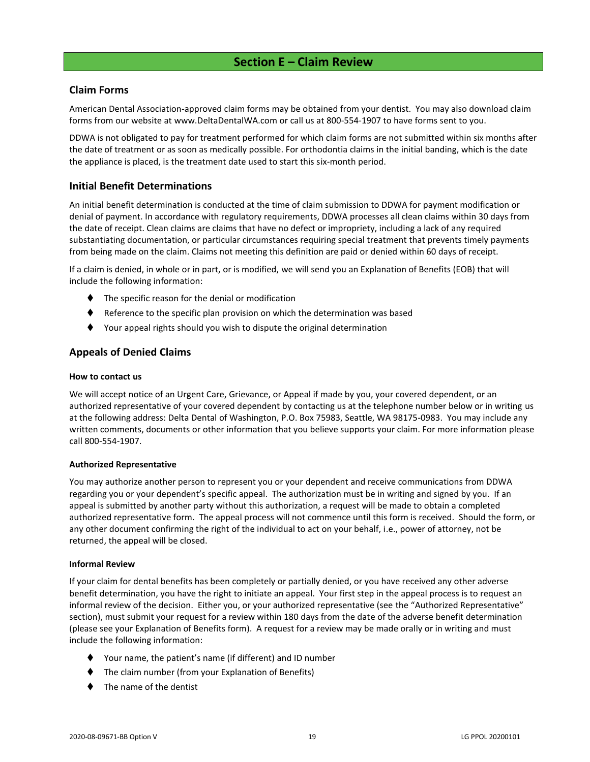## Section E – Claim Review

### Claim Forms

American Dental Association-approved claim forms may be obtained from your dentist. You may also download claim forms from our website at www.DeltaDentalWA.com or call us at 800-554-1907 to have forms sent to you.

DDWA is not obligated to pay for treatment performed for which claim forms are not submitted within six months after the date of treatment or as soon as medically possible. For orthodontia claims in the initial banding, which is the date the appliance is placed, is the treatment date used to start this six-month period.

### Initial Benefit Determinations

An initial benefit determination is conducted at the time of claim submission to DDWA for payment modification or denial of payment. In accordance with regulatory requirements, DDWA processes all clean claims within 30 days from the date of receipt. Clean claims are claims that have no defect or impropriety, including a lack of any required substantiating documentation, or particular circumstances requiring special treatment that prevents timely payments from being made on the claim. Claims not meeting this definition are paid or denied within 60 days of receipt.

If a claim is denied, in whole or in part, or is modified, we will send you an Explanation of Benefits (EOB) that will include the following information:

- The specific reason for the denial or modification
- Reference to the specific plan provision on which the determination was based
- Your appeal rights should you wish to dispute the original determination

### Appeals of Denied Claims

**How to contact us**

We will accept notice of an Urgent Care, Grievance, or Appeal if made by you, your covered dependent, or an authorized representative of your covered dependent by contacting us at the telephone number below or in writing us at the following address: Delta Dental of Washington, P.O. Box 75983, Seattle, WA 98175-0983. You may include any written comments, documents or other information that you believe supports your claim. For more information please call 800-554-1907.

**Authorized Representative**

You may authorize another person to represent you or your dependent and receive communications from DDWA regarding you or your dependent's specific appeal. The authorization must be in writing and signed by you. If an appeal is submitted by another party without this authorization, a request will be made to obtain a completed authorized representative form. The appeal process will not commence until this form is received. Should the form, or any other document confirming the right of the individual to act on your behalf, i.e., power of attorney, not be returned, the appeal will be closed.

**Informal Review**

If your claim for dental benefits has been completely or partially denied, or you have received any other adverse benefit determination, you have the right to initiate an appeal. Your first step in the appeal process is to request an informal review of the decision. Either you, or your authorized representative (see the "Authorized Representative" section), must submit your request for a review within 180 days from the date of the adverse benefit determination (please see your Explanation of Benefits form). A request for a review may be made orally or in writing and must include the following information:

- Your name, the patient's name (if different) and ID number
- The claim number (from your Explanation of Benefits)
- The name of the dentist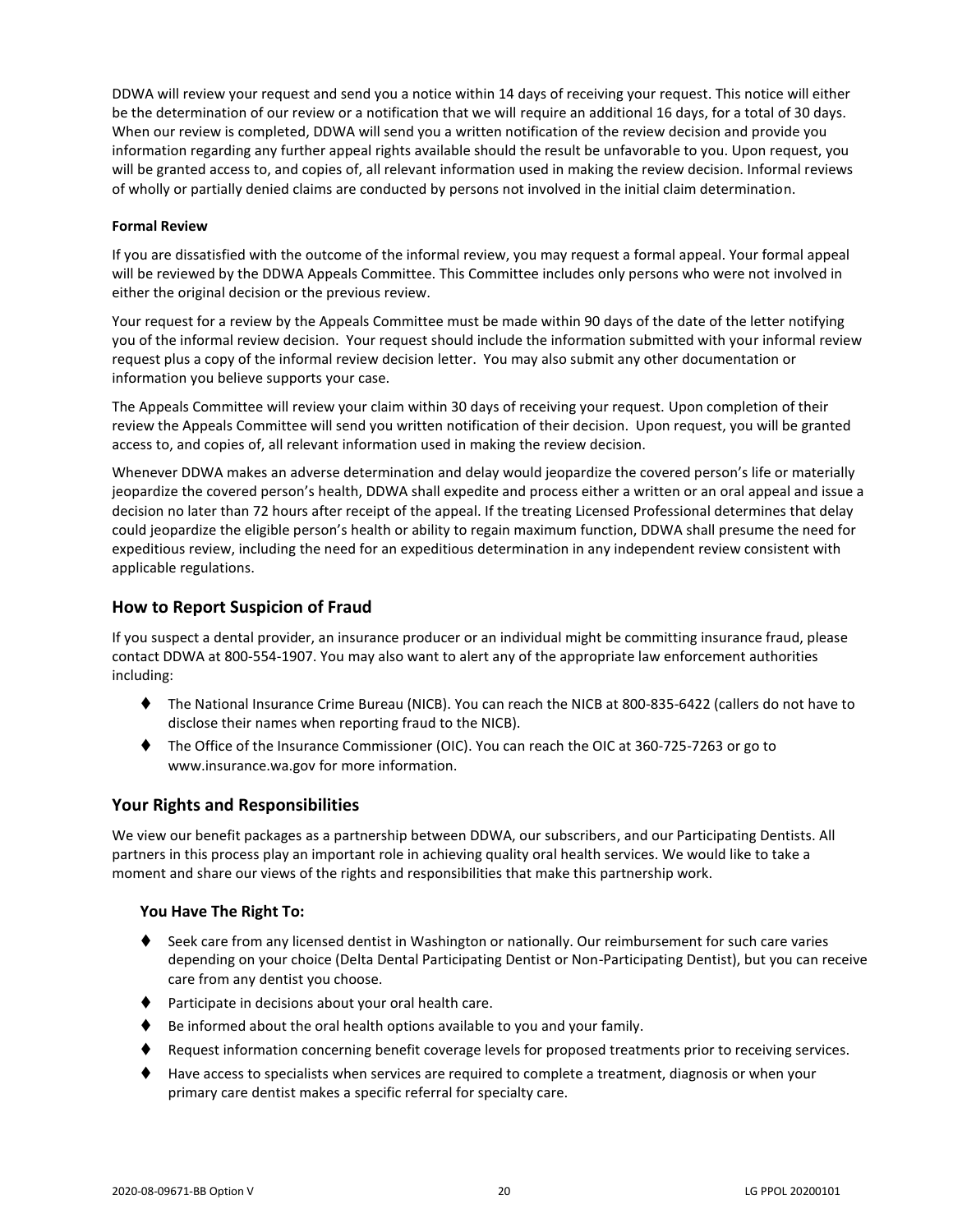DDWA will review your request and send you a notice within 14 days of receiving your request. This notice will either be the determination of our review or a notification that we will require an additional 16 days, for a total of 30 days. When our review is completed, DDWA will send you a written notification of the review decision and provide you information regarding any further appeal rights available should the result be unfavorable to you. Upon request, you will be granted access to, and copies of, all relevant information used in making the review decision. Informal reviews of wholly or partially denied claims are conducted by persons not involved in the initial claim determination.

#### Formal Review

If you are dissatisfied with the outcome of the informal review, you may request a formal appeal. Your formal appeal will be reviewed by the DDWA Appeals Committee. This Committee includes only persons who were not involved in either the original decision or the previous review.

Your request for a review by the Appeals Committee must be made within 90 days of the date of the letter notifying you of the informal review decision. Your request should include the information submitted with your informal review request plus a copy of the informal review decision letter. You may also submit any other documentation or information you believe supports your case.

The Appeals Committee will review your claim within 30 days of receiving your request. Upon completion of their review the Appeals Committee will send you written notification of their decision. Upon request, you will be granted access to, and copies of, all relevant information used in making the review decision.

Whenever DDWA makes an adverse determination and delay would jeopardize the covered person's life or materially jeopardize the covered person's health, DDWA shall expedite and process either a written or an oral appeal and issue a decision no later than 72 hours after receipt of the appeal. If the treating Licensed Professional determines that delay could jeopardize the eligible person's health or ability to regain maximum function, DDWA shall presume the need for expeditious review, including the need for an expeditious determination in any independent review consistent with applicable regulations.

## How to Report Suspicion of Fraud

If you suspect a dental provider, an insurance producer or an individual might be committing insurance fraud, please contact DDWA at 800-554-1907. You may also want to alert any of the appropriate law enforcement authorities including:

- The National Insurance Crime Bureau (NICB). You can reach the NICB at 800-835-6422 (callers do not have to disclose their names when reporting fraud to the NICB).
- The Office of the Insurance Commissioner (OIC). You can reach the OIC at 360-725-7263 or go to www.insurance.wa.gov for more information.

## Your Rights and Responsibilities

We view our benefit packages as a partnership between DDWA, our subscribers, and our Participating Dentists. All partners in this process play an important role in achieving quality oral health services. We would like to take a moment and share our views of the rights and responsibilities that make this partnership work.

### You Have The Right To:

- Seek care from any licensed dentist in Washington or nationally. Our reimbursement for such care varies depending on your choice (Delta Dental Participating Dentist or Non-Participating Dentist), but you can receive care from any dentist you choose.
- Participate in decisions about your oral health care.
- Be informed about the oral health options available to you and your family.
- Request information concerning benefit coverage levels for proposed treatments prior to receiving services.
- Have access to specialists when services are required to complete a treatment, diagnosis or when your primary care dentist makes a specific referral for specialty care.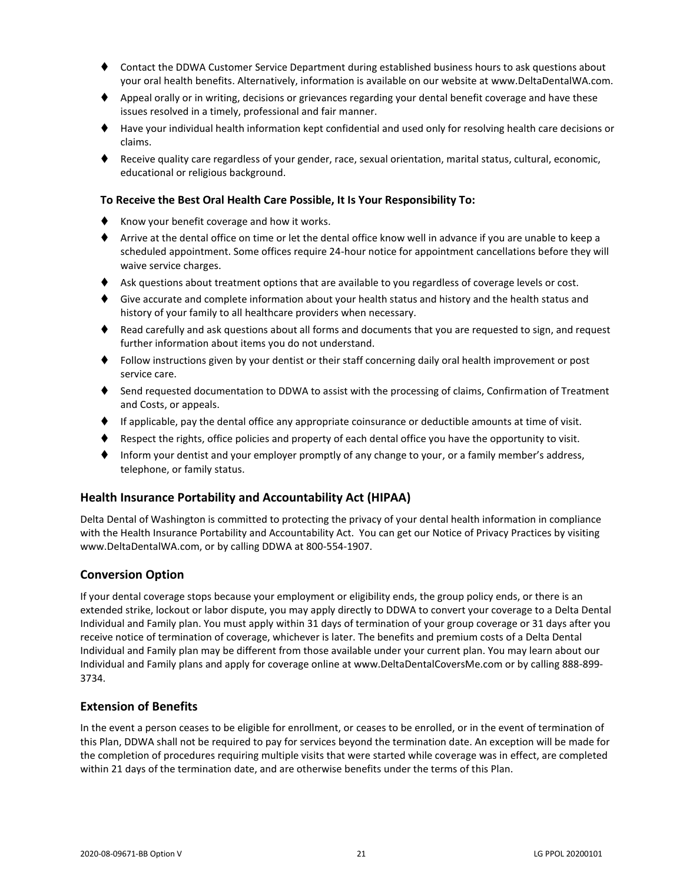- Contact the DDWA Customer Service Department during established business hours to ask questions about your oral health benefits. Alternatively, information is available on our website at www.DeltaDentalWA.com.
- Appeal orally or in writing, decisions or grievances regarding your dental benefit coverage and have these issues resolved in a timely, professional and fair manner.
- Have your individual health information kept confidential and used only for resolving health care decisions or claims.
- Receive quality care regardless of your gender, race, sexual orientation, marital status, cultural, economic, educational or religious background.

**To Receive the Best Oral Health Care Possible, It Is Your Responsibility To:**

- Know your benefit coverage and how it works.
- Arrive at the dental office on time or let the dental office know well in advance if you are unable to keep a scheduled appointment. Some offices require 24-hour notice for appointment cancellations before they will waive service charges.
- Ask questions about treatment options that are available to you regardless of coverage levels or cost.
- Give accurate and complete information about your health status and history and the health status and history of your family to all healthcare providers when necessary.
- Read carefully and ask questions about all forms and documents that you are requested to sign, and request further information about items you do not understand.
- Follow instructions given by your dentist or their staff concerning daily oral health improvement or post service care.
- Send requested documentation to DDWA to assist with the processing of claims, Confirmation of Treatment and Costs, or appeals.
- If applicable, pay the dental office any appropriate coinsurance or deductible amounts at time of visit.
- Respect the rights, office policies and property of each dental office you have the opportunity to visit.
- Inform your dentist and your employer promptly of any change to your, or a family member's address, telephone, or family status.

## Health Insurance Portability and Accountability Act (HIPAA)

Delta Dental of Washington is committed to protecting the privacy of your dental health information in compliance with the Health Insurance Portability and Accountability Act. You can get our Notice of Privacy Practices by visiting www.DeltaDentalWA.com, or by calling DDWA at 800-554-1907.

## Conversion Option

If your dental coverage stops because your employment or eligibility ends, the group policy ends, or there is an extended strike, lockout or labor dispute, you may apply directly to DDWA to convert your coverage to a Delta Dental Individual and Family plan. You must apply within 31 days of termination of your group coverage or 31 days after you receive notice of termination of coverage, whichever is later. The benefits and premium costs of a Delta Dental Individual and Family plan may be different from those available under your current plan. You may learn about our Individual and Family plans and apply for coverage online at www.DeltaDentalCoversMe.com or by calling 888-899-3734.

## Extension of Benefits

In the event a person ceases to be eligible for enrollment, or ceases to be enrolled, or in the event of termination of this Plan, DDWA shall not be required to pay for services beyond the termination date. An exception will be made for the completion of procedures requiring multiple visits that were started while coverage was in effect, are completed within 21 days of the termination date, and are otherwise benefits under the terms of this Plan.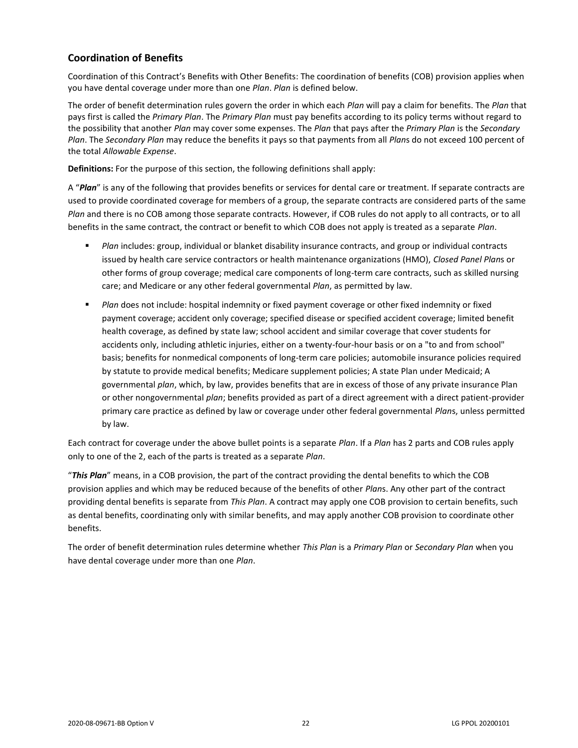## Coordination of Benefits

Coordination of this Contract's Benefits with Other Benefits: The coordination of benefits (COB) provision applies when you have dental coverage under more than one *Plan*. *Plan* is defined below.

The order of benefit determination rules govern the order in which each *Plan* will pay a claim for benefits. The *Plan* that pays first is called the *Primary Plan*. The *Primary Plan* must pay benefits according to its policy terms without regard to the possibility that another *Plan* may cover some expenses. The *Plan* that pays after the *Primary Plan* is the *Secondary Plan*. The *Secondary Plan* may reduce the benefits it pays so that payments from all *Plan*s do not exceed 100 percent of the total *Allowable Expense*.

**Definitions:** For the purpose of this section, the following definitions shall apply:

A "***Plan***" is any of the following that provides benefits or services for dental care or treatment. If separate contracts are used to provide coordinated coverage for members of a group, the separate contracts are considered parts of the same *Plan* and there is no COB among those separate contracts. However, if COB rules do not apply to all contracts, or to all benefits in the same contract, the contract or benefit to which COB does not apply is treated as a separate *Plan*.

- *Plan* includes: group, individual or blanket disability insurance contracts, and group or individual contracts issued by health care service contractors or health maintenance organizations (HMO), *Closed Panel Plan*s or other forms of group coverage; medical care components of long-term care contracts, such as skilled nursing care; and Medicare or any other federal governmental *Plan*, as permitted by law.
- *Plan* does not include: hospital indemnity or fixed payment coverage or other fixed indemnity or fixed payment coverage; accident only coverage; specified disease or specified accident coverage; limited benefit health coverage, as defined by state law; school accident and similar coverage that cover students for accidents only, including athletic injuries, either on a twenty-four-hour basis or on a "to and from school" basis; benefits for nonmedical components of long-term care policies; automobile insurance policies required by statute to provide medical benefits; Medicare supplement policies; A state Plan under Medicaid; A governmental *plan*, which, by law, provides benefits that are in excess of those of any private insurance Plan or other nongovernmental *plan*; benefits provided as part of a direct agreement with a direct patient-provider primary care practice as defined by law or coverage under other federal governmental *Plan*s, unless permitted by law.

Each contract for coverage under the above bullet points is a separate *Plan*. If a *Plan* has 2 parts and COB rules apply only to one of the 2, each of the parts is treated as a separate *Plan*.

"***This Plan***" means, in a COB provision, the part of the contract providing the dental benefits to which the COB provision applies and which may be reduced because of the benefits of other *Plan*s. Any other part of the contract providing dental benefits is separate from *This Plan*. A contract may apply one COB provision to certain benefits, such as dental benefits, coordinating only with similar benefits, and may apply another COB provision to coordinate other benefits.

The order of benefit determination rules determine whether *This Plan* is a *Primary Plan* or *Secondary Plan* when you have dental coverage under more than one *Plan*.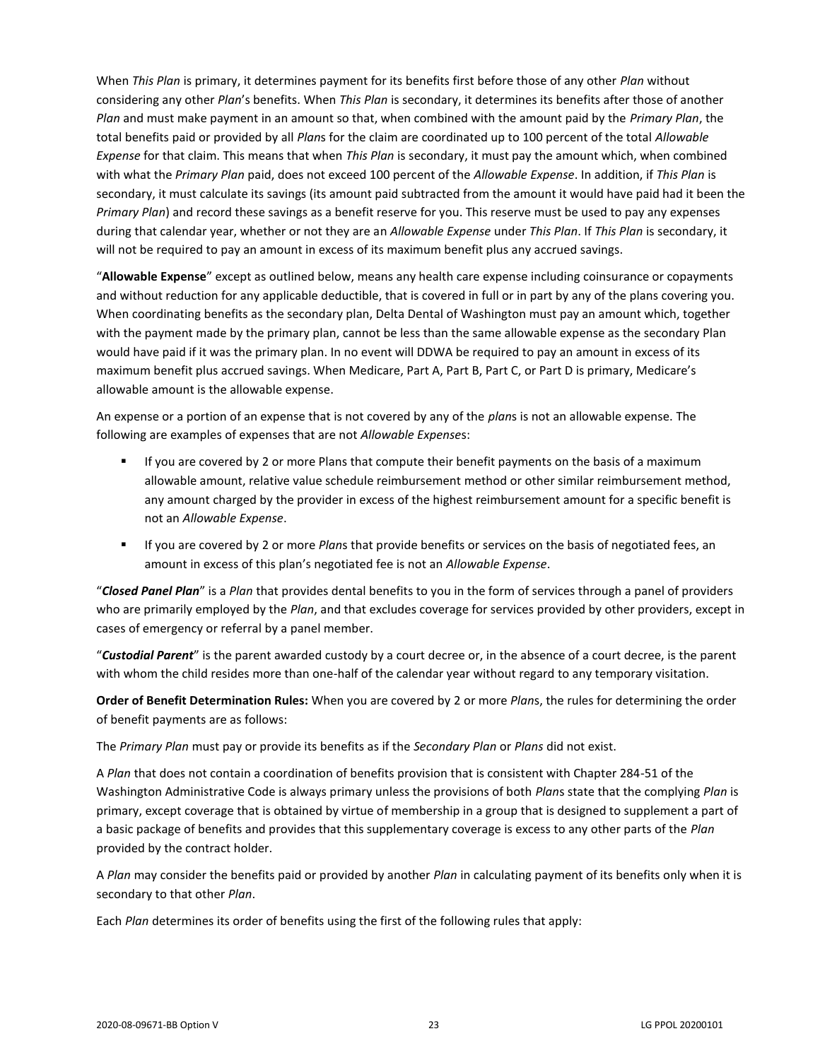When *This Plan* is primary, it determines payment for its benefits first before those of any other *Plan* without considering any other *Plan*'s benefits. When *This Plan* is secondary, it determines its benefits after those of another *Plan* and must make payment in an amount so that, when combined with the amount paid by the *Primary Plan*, the total benefits paid or provided by all *Plan*s for the claim are coordinated up to 100 percent of the total *Allowable Expense* for that claim. This means that when *This Plan* is secondary, it must pay the amount which, when combined with what the *Primary Plan* paid, does not exceed 100 percent of the *Allowable Expense*. In addition, if *This Plan* is secondary, it must calculate its savings (its amount paid subtracted from the amount it would have paid had it been the *Primary Plan*) and record these savings as a benefit reserve for you. This reserve must be used to pay any expenses during that calendar year, whether or not they are an *Allowable Expense* under *This Plan*. If *This Plan* is secondary, it will not be required to pay an amount in excess of its maximum benefit plus any accrued savings.

"**Allowable Expense**" except as outlined below, means any health care expense including coinsurance or copayments and without reduction for any applicable deductible, that is covered in full or in part by any of the plans covering you. When coordinating benefits as the secondary plan, Delta Dental of Washington must pay an amount which, together with the payment made by the primary plan, cannot be less than the same allowable expense as the secondary Plan would have paid if it was the primary plan. In no event will DDWA be required to pay an amount in excess of its maximum benefit plus accrued savings. When Medicare, Part A, Part B, Part C, or Part D is primary, Medicare's allowable amount is the allowable expense.

An expense or a portion of an expense that is not covered by any of the *plan*s is not an allowable expense. The following are examples of expenses that are not *Allowable Expense*s:

- If you are covered by 2 or more Plans that compute their benefit payments on the basis of a maximum allowable amount, relative value schedule reimbursement method or other similar reimbursement method, any amount charged by the provider in excess of the highest reimbursement amount for a specific benefit is not an *Allowable Expense*.
- If you are covered by 2 or more *Plan*s that provide benefits or services on the basis of negotiated fees, an amount in excess of this plan's negotiated fee is not an *Allowable Expense*.

"***Closed Panel Plan***" is a *Plan* that provides dental benefits to you in the form of services through a panel of providers who are primarily employed by the *Plan*, and that excludes coverage for services provided by other providers, except in cases of emergency or referral by a panel member.

"***Custodial Parent***" is the parent awarded custody by a court decree or, in the absence of a court decree, is the parent with whom the child resides more than one-half of the calendar year without regard to any temporary visitation.

**Order of Benefit Determination Rules:** When you are covered by 2 or more *Plan*s, the rules for determining the order of benefit payments are as follows:

The *Primary Plan* must pay or provide its benefits as if the *Secondary Plan* or *Plans* did not exist.

A *Plan* that does not contain a coordination of benefits provision that is consistent with Chapter 284-51 of the Washington Administrative Code is always primary unless the provisions of both *Plan*s state that the complying *Plan* is primary, except coverage that is obtained by virtue of membership in a group that is designed to supplement a part of a basic package of benefits and provides that this supplementary coverage is excess to any other parts of the *Plan* provided by the contract holder.

A *Plan* may consider the benefits paid or provided by another *Plan* in calculating payment of its benefits only when it is secondary to that other *Plan*.

Each *Plan* determines its order of benefits using the first of the following rules that apply: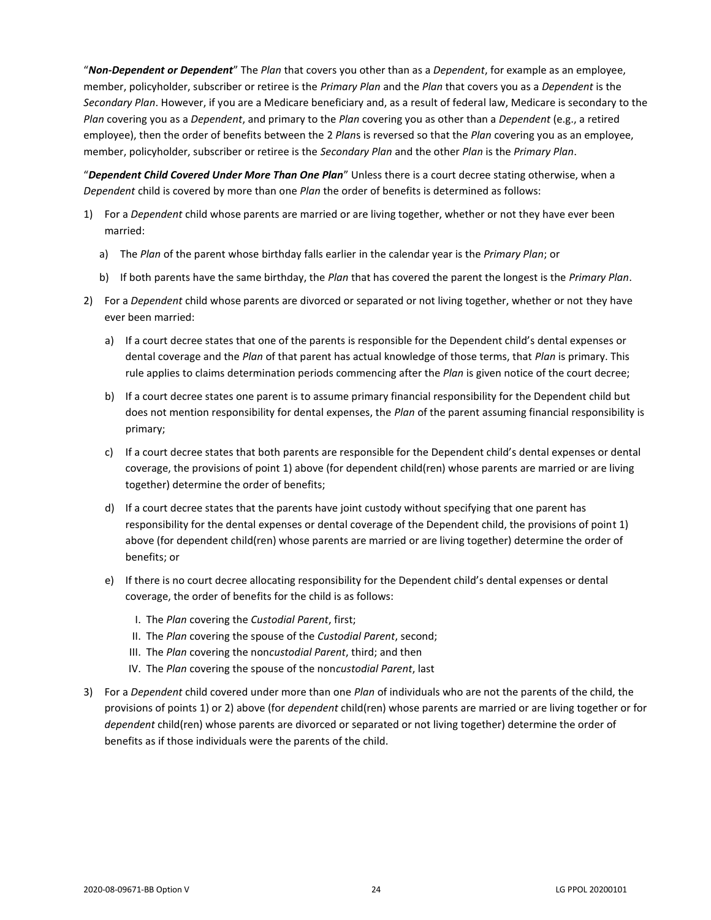"***Non-Dependent or Dependent***" The *Plan* that covers you other than as a *Dependent*, for example as an employee, member, policyholder, subscriber or retiree is the *Primary Plan* and the *Plan* that covers you as a *Dependent* is the *Secondary Plan*. However, if you are a Medicare beneficiary and, as a result of federal law, Medicare is secondary to the *Plan* covering you as a *Dependent*, and primary to the *Plan* covering you as other than a *Dependent* (e.g., a retired employee), then the order of benefits between the 2 *Plan*s is reversed so that the *Plan* covering you as an employee, member, policyholder, subscriber or retiree is the *Secondary Plan* and the other *Plan* is the *Primary Plan*.

"***Dependent Child Covered Under More Than One Plan***" Unless there is a court decree stating otherwise, when a *Dependent* child is covered by more than one *Plan* the order of benefits is determined as follows:

1) For a *Dependent* child whose parents are married or are living together, whether or not they have ever been married:
   a) The *Plan* of the parent whose birthday falls earlier in the calendar year is the *Primary Plan*; or
   b) If both parents have the same birthday, the *Plan* that has covered the parent the longest is the *Primary Plan*.
2) For a *Dependent* child whose parents are divorced or separated or not living together, whether or not they have ever been married:
   a) If a court decree states that one of the parents is responsible for the Dependent child's dental expenses or dental coverage and the *Plan* of that parent has actual knowledge of those terms, that *Plan* is primary. This rule applies to claims determination periods commencing after the *Plan* is given notice of the court decree;
   b) If a court decree states one parent is to assume primary financial responsibility for the Dependent child but does not mention responsibility for dental expenses, the *Plan* of the parent assuming financial responsibility is primary;
   c) If a court decree states that both parents are responsible for the Dependent child's dental expenses or dental coverage, the provisions of point 1) above (for dependent child(ren) whose parents are married or are living together) determine the order of benefits;
   d) If a court decree states that the parents have joint custody without specifying that one parent has responsibility for the dental expenses or dental coverage of the Dependent child, the provisions of point 1) above (for dependent child(ren) whose parents are married or are living together) determine the order of benefits; or
   e) If there is no court decree allocating responsibility for the Dependent child's dental expenses or dental coverage, the order of benefits for the child is as follows:
      I. The *Plan* covering the *Custodial Parent*, first;
      II. The *Plan* covering the spouse of the *Custodial Parent*, second;
      III. The *Plan* covering the non*custodial Parent*, third; and then
      IV. The *Plan* covering the spouse of the non*custodial Parent*, last
3) For a *Dependent* child covered under more than one *Plan* of individuals who are not the parents of the child, the provisions of points 1) or 2) above (for *dependent* child(ren) whose parents are married or are living together or for *dependent* child(ren) whose parents are divorced or separated or not living together) determine the order of benefits as if those individuals were the parents of the child.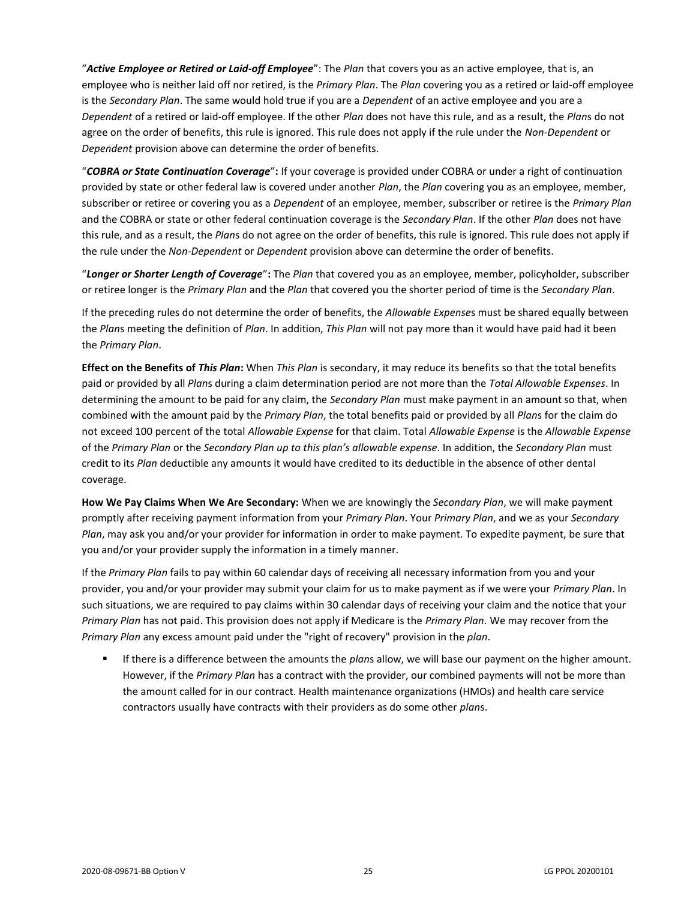"***Active Employee or Retired or Laid-off Employee***": The *Plan* that covers you as an active employee, that is, an employee who is neither laid off nor retired, is the *Primary Plan*. The *Plan* covering you as a retired or laid-off employee is the *Secondary Plan*. The same would hold true if you are a *Dependent* of an active employee and you are a *Dependent* of a retired or laid-off employee. If the other *Plan* does not have this rule, and as a result, the *Plan*s do not agree on the order of benefits, this rule is ignored. This rule does not apply if the rule under the *Non-Dependent* or *Dependent* provision above can determine the order of benefits.

"***COBRA or State Continuation Coverage*"**: If your coverage is provided under COBRA or under a right of continuation provided by state or other federal law is covered under another *Plan*, the *Plan* covering you as an employee, member, subscriber or retiree or covering you as a *Dependent* of an employee, member, subscriber or retiree is the *Primary Plan* and the COBRA or state or other federal continuation coverage is the *Secondary Plan*. If the other *Plan* does not have this rule, and as a result, the *Plan*s do not agree on the order of benefits, this rule is ignored. This rule does not apply if the rule under the *Non-Dependent* or *Dependent* provision above can determine the order of benefits.

"***Longer or Shorter Length of Coverage*"**: The *Plan* that covered you as an employee, member, policyholder, subscriber or retiree longer is the *Primary Plan* and the *Plan* that covered you the shorter period of time is the *Secondary Plan*.

If the preceding rules do not determine the order of benefits, the *Allowable Expense*s must be shared equally between the *Plan*s meeting the definition of *Plan*. In addition, *This Plan* will not pay more than it would have paid had it been the *Primary Plan*.

**Effect on the Benefits of *This Plan*:** When *This Plan* is secondary, it may reduce its benefits so that the total benefits paid or provided by all *Plan*s during a claim determination period are not more than the *Total Allowable Expenses*. In determining the amount to be paid for any claim, the *Secondary Plan* must make payment in an amount so that, when combined with the amount paid by the *Primary Plan*, the total benefits paid or provided by all *Plan*s for the claim do not exceed 100 percent of the total *Allowable Expense* for that claim. Total *Allowable Expense* is the *Allowable Expense* of the *Primary Plan* or the *Secondary Plan up to this plan's allowable expense*. In addition, the *Secondary Plan* must credit to its *Plan* deductible any amounts it would have credited to its deductible in the absence of other dental coverage.

**How We Pay Claims When We Are Secondary:** When we are knowingly the *Secondary Plan*, we will make payment promptly after receiving payment information from your *Primary Plan*. Your *Primary Plan*, and we as your *Secondary Plan*, may ask you and/or your provider for information in order to make payment. To expedite payment, be sure that you and/or your provider supply the information in a timely manner.

If the *Primary Plan* fails to pay within 60 calendar days of receiving all necessary information from you and your provider, you and/or your provider may submit your claim for us to make payment as if we were your *Primary Plan*. In such situations, we are required to pay claims within 30 calendar days of receiving your claim and the notice that your *Primary Plan* has not paid. This provision does not apply if Medicare is the *Primary Plan*. We may recover from the *Primary Plan* any excess amount paid under the "right of recovery" provision in the *plan*.

- If there is a difference between the amounts the *plan*s allow, we will base our payment on the higher amount. However, if the *Primary Plan* has a contract with the provider, our combined payments will not be more than the amount called for in our contract. Health maintenance organizations (HMOs) and health care service contractors usually have contracts with their providers as do some other *plan*s.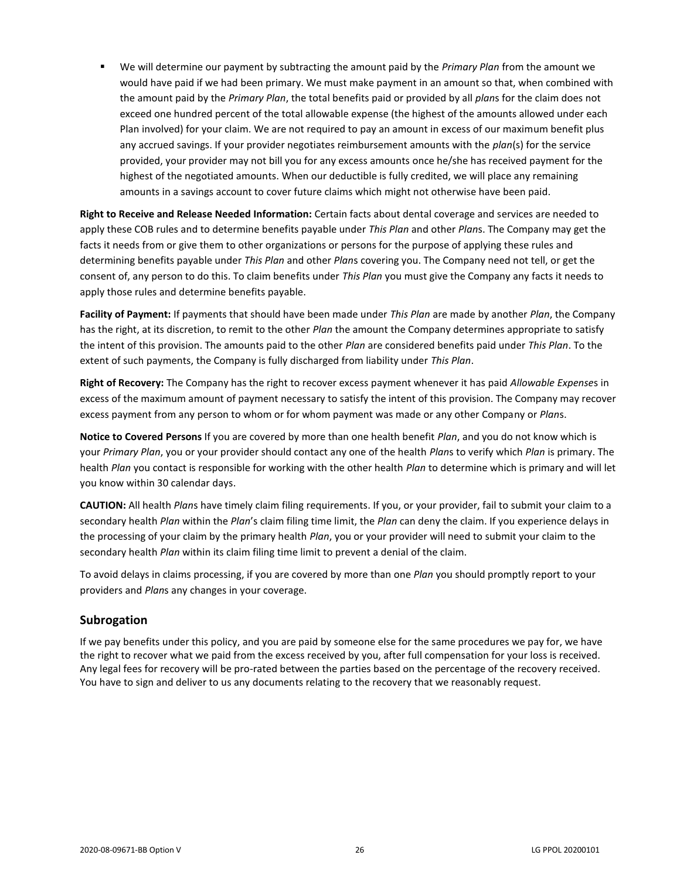- We will determine our payment by subtracting the amount paid by the *Primary Plan* from the amount we would have paid if we had been primary. We must make payment in an amount so that, when combined with the amount paid by the *Primary Plan*, the total benefits paid or provided by all *plan*s for the claim does not exceed one hundred percent of the total allowable expense (the highest of the amounts allowed under each Plan involved) for your claim. We are not required to pay an amount in excess of our maximum benefit plus any accrued savings. If your provider negotiates reimbursement amounts with the *plan*(s) for the service provided, your provider may not bill you for any excess amounts once he/she has received payment for the highest of the negotiated amounts. When our deductible is fully credited, we will place any remaining amounts in a savings account to cover future claims which might not otherwise have been paid.

**Right to Receive and Release Needed Information:** Certain facts about dental coverage and services are needed to apply these COB rules and to determine benefits payable under *This Plan* and other *Plan*s. The Company may get the facts it needs from or give them to other organizations or persons for the purpose of applying these rules and determining benefits payable under *This Plan* and other *Plan*s covering you. The Company need not tell, or get the consent of, any person to do this. To claim benefits under *This Plan* you must give the Company any facts it needs to apply those rules and determine benefits payable.

**Facility of Payment:** If payments that should have been made under *This Plan* are made by another *Plan*, the Company has the right, at its discretion, to remit to the other *Plan* the amount the Company determines appropriate to satisfy the intent of this provision. The amounts paid to the other *Plan* are considered benefits paid under *This Plan*. To the extent of such payments, the Company is fully discharged from liability under *This Plan*.

**Right of Recovery:** The Company has the right to recover excess payment whenever it has paid *Allowable Expense*s in excess of the maximum amount of payment necessary to satisfy the intent of this provision. The Company may recover excess payment from any person to whom or for whom payment was made or any other Company or *Plan*s.

**Notice to Covered Persons** If you are covered by more than one health benefit *Plan*, and you do not know which is your *Primary Plan*, you or your provider should contact any one of the health *Plan*s to verify which *Plan* is primary. The health *Plan* you contact is responsible for working with the other health *Plan* to determine which is primary and will let you know within 30 calendar days.

**CAUTION:** All health *Plan*s have timely claim filing requirements. If you, or your provider, fail to submit your claim to a secondary health *Plan* within the *Plan*'s claim filing time limit, the *Plan* can deny the claim. If you experience delays in the processing of your claim by the primary health *Plan*, you or your provider will need to submit your claim to the secondary health *Plan* within its claim filing time limit to prevent a denial of the claim.

To avoid delays in claims processing, if you are covered by more than one *Plan* you should promptly report to your providers and *Plan*s any changes in your coverage.

## Subrogation

If we pay benefits under this policy, and you are paid by someone else for the same procedures we pay for, we have the right to recover what we paid from the excess received by you, after full compensation for your loss is received. Any legal fees for recovery will be pro-rated between the parties based on the percentage of the recovery received. You have to sign and deliver to us any documents relating to the recovery that we reasonably request.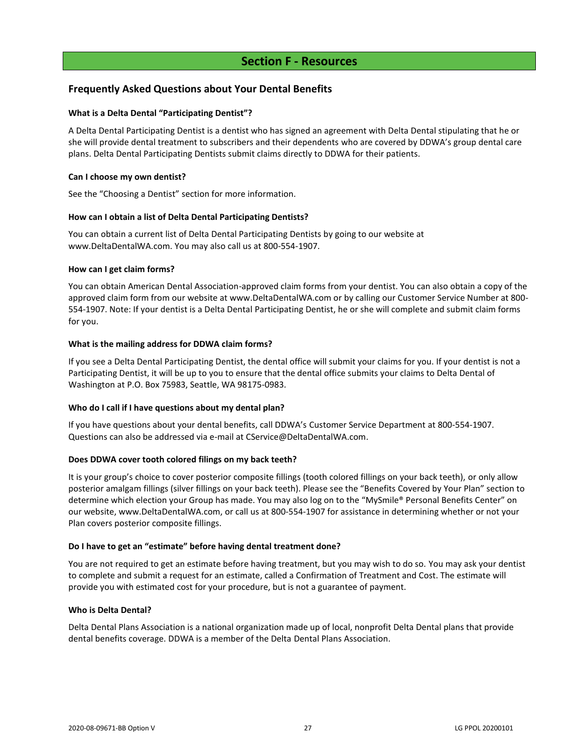# Section F - Resources

## Frequently Asked Questions about Your Dental Benefits

**What is a Delta Dental "Participating Dentist"?**

A Delta Dental Participating Dentist is a dentist who has signed an agreement with Delta Dental stipulating that he or she will provide dental treatment to subscribers and their dependents who are covered by DDWA's group dental care plans. Delta Dental Participating Dentists submit claims directly to DDWA for their patients.

**Can I choose my own dentist?**

See the "Choosing a Dentist" section for more information.

**How can I obtain a list of Delta Dental Participating Dentists?**

You can obtain a current list of Delta Dental Participating Dentists by going to our website at www.DeltaDentalWA.com. You may also call us at 800-554-1907.

**How can I get claim forms?**

You can obtain American Dental Association-approved claim forms from your dentist. You can also obtain a copy of the approved claim form from our website at www.DeltaDentalWA.com or by calling our Customer Service Number at 800-554-1907. Note: If your dentist is a Delta Dental Participating Dentist, he or she will complete and submit claim forms for you.

**What is the mailing address for DDWA claim forms?**

If you see a Delta Dental Participating Dentist, the dental office will submit your claims for you. If your dentist is not a Participating Dentist, it will be up to you to ensure that the dental office submits your claims to Delta Dental of Washington at P.O. Box 75983, Seattle, WA 98175-0983.

**Who do I call if I have questions about my dental plan?**

If you have questions about your dental benefits, call DDWA's Customer Service Department at 800-554-1907. Questions can also be addressed via e-mail at CService@DeltaDentalWA.com.

**Does DDWA cover tooth colored filings on my back teeth?**

It is your group's choice to cover posterior composite fillings (tooth colored fillings on your back teeth), or only allow posterior amalgam fillings (silver fillings on your back teeth). Please see the "Benefits Covered by Your Plan" section to determine which election your Group has made. You may also log on to the "MySmile® Personal Benefits Center" on our website, www.DeltaDentalWA.com, or call us at 800-554-1907 for assistance in determining whether or not your Plan covers posterior composite fillings.

**Do I have to get an "estimate" before having dental treatment done?**

You are not required to get an estimate before having treatment, but you may wish to do so. You may ask your dentist to complete and submit a request for an estimate, called a Confirmation of Treatment and Cost. The estimate will provide you with estimated cost for your procedure, but is not a guarantee of payment.

**Who is Delta Dental?**

Delta Dental Plans Association is a national organization made up of local, nonprofit Delta Dental plans that provide dental benefits coverage. DDWA is a member of the Delta Dental Plans Association.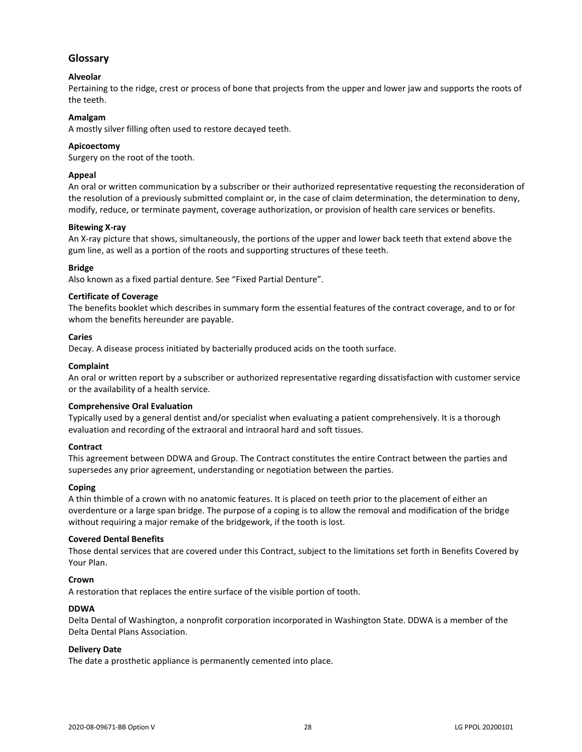## Glossary

**Alveolar**
Pertaining to the ridge, crest or process of bone that projects from the upper and lower jaw and supports the roots of the teeth.

**Amalgam**
A mostly silver filling often used to restore decayed teeth.

**Apicoectomy**
Surgery on the root of the tooth.

**Appeal**
An oral or written communication by a subscriber or their authorized representative requesting the reconsideration of the resolution of a previously submitted complaint or, in the case of claim determination, the determination to deny, modify, reduce, or terminate payment, coverage authorization, or provision of health care services or benefits.

**Bitewing X-ray**
An X-ray picture that shows, simultaneously, the portions of the upper and lower back teeth that extend above the gum line, as well as a portion of the roots and supporting structures of these teeth.

**Bridge**
Also known as a fixed partial denture. See "Fixed Partial Denture".

**Certificate of Coverage**
The benefits booklet which describes in summary form the essential features of the contract coverage, and to or for whom the benefits hereunder are payable.

**Caries**
Decay. A disease process initiated by bacterially produced acids on the tooth surface.

**Complaint**
An oral or written report by a subscriber or authorized representative regarding dissatisfaction with customer service or the availability of a health service.

**Comprehensive Oral Evaluation**
Typically used by a general dentist and/or specialist when evaluating a patient comprehensively. It is a thorough evaluation and recording of the extraoral and intraoral hard and soft tissues.

**Contract**
This agreement between DDWA and Group. The Contract constitutes the entire Contract between the parties and supersedes any prior agreement, understanding or negotiation between the parties.

**Coping**
A thin thimble of a crown with no anatomic features. It is placed on teeth prior to the placement of either an overdenture or a large span bridge. The purpose of a coping is to allow the removal and modification of the bridge without requiring a major remake of the bridgework, if the tooth is lost.

**Covered Dental Benefits**
Those dental services that are covered under this Contract, subject to the limitations set forth in Benefits Covered by Your Plan.

**Crown**
A restoration that replaces the entire surface of the visible portion of tooth.

**DDWA**
Delta Dental of Washington, a nonprofit corporation incorporated in Washington State. DDWA is a member of the Delta Dental Plans Association.

**Delivery Date**
The date a prosthetic appliance is permanently cemented into place.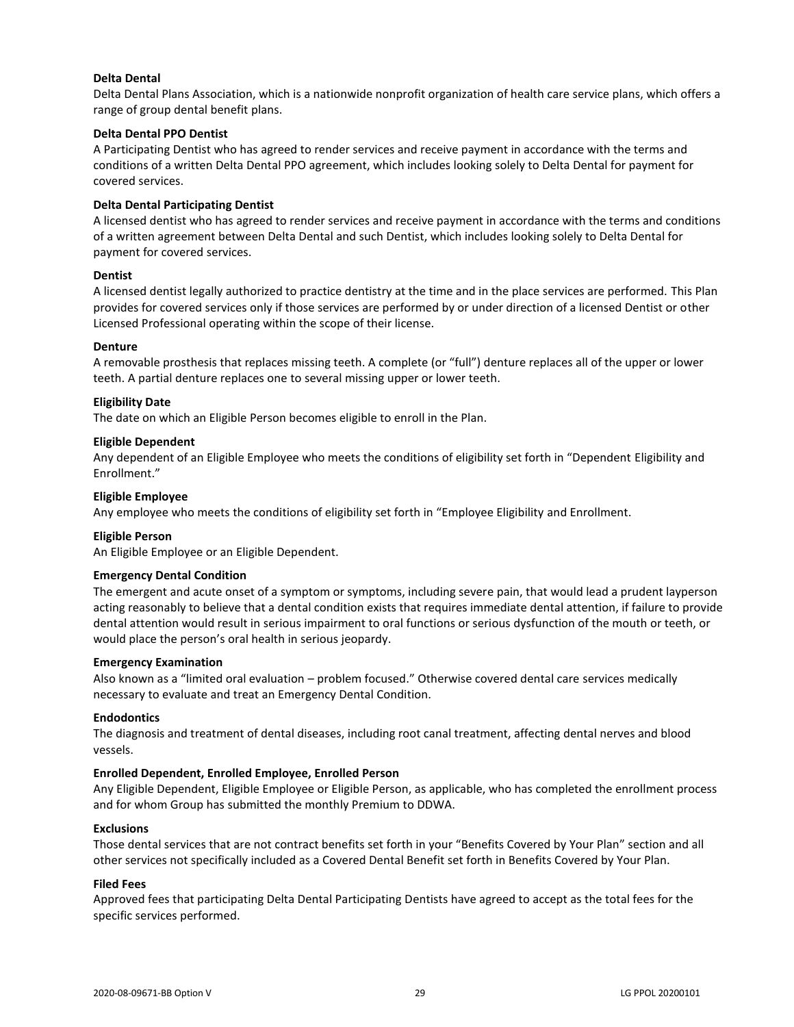**Delta Dental**

Delta Dental Plans Association, which is a nationwide nonprofit organization of health care service plans, which offers a range of group dental benefit plans.

**Delta Dental PPO Dentist**

A Participating Dentist who has agreed to render services and receive payment in accordance with the terms and conditions of a written Delta Dental PPO agreement, which includes looking solely to Delta Dental for payment for covered services.

**Delta Dental Participating Dentist**

A licensed dentist who has agreed to render services and receive payment in accordance with the terms and conditions of a written agreement between Delta Dental and such Dentist, which includes looking solely to Delta Dental for payment for covered services.

**Dentist**

A licensed dentist legally authorized to practice dentistry at the time and in the place services are performed. This Plan provides for covered services only if those services are performed by or under direction of a licensed Dentist or other Licensed Professional operating within the scope of their license.

**Denture**

A removable prosthesis that replaces missing teeth. A complete (or "full") denture replaces all of the upper or lower teeth. A partial denture replaces one to several missing upper or lower teeth.

**Eligibility Date**

The date on which an Eligible Person becomes eligible to enroll in the Plan.

**Eligible Dependent**

Any dependent of an Eligible Employee who meets the conditions of eligibility set forth in "Dependent Eligibility and Enrollment."

**Eligible Employee**

Any employee who meets the conditions of eligibility set forth in "Employee Eligibility and Enrollment.

**Eligible Person**

An Eligible Employee or an Eligible Dependent.

**Emergency Dental Condition**

The emergent and acute onset of a symptom or symptoms, including severe pain, that would lead a prudent layperson acting reasonably to believe that a dental condition exists that requires immediate dental attention, if failure to provide dental attention would result in serious impairment to oral functions or serious dysfunction of the mouth or teeth, or would place the person's oral health in serious jeopardy.

**Emergency Examination**

Also known as a "limited oral evaluation – problem focused." Otherwise covered dental care services medically necessary to evaluate and treat an Emergency Dental Condition.

**Endodontics**

The diagnosis and treatment of dental diseases, including root canal treatment, affecting dental nerves and blood vessels.

**Enrolled Dependent, Enrolled Employee, Enrolled Person**

Any Eligible Dependent, Eligible Employee or Eligible Person, as applicable, who has completed the enrollment process and for whom Group has submitted the monthly Premium to DDWA.

**Exclusions**

Those dental services that are not contract benefits set forth in your "Benefits Covered by Your Plan" section and all other services not specifically included as a Covered Dental Benefit set forth in Benefits Covered by Your Plan.

**Filed Fees**

Approved fees that participating Delta Dental Participating Dentists have agreed to accept as the total fees for the specific services performed.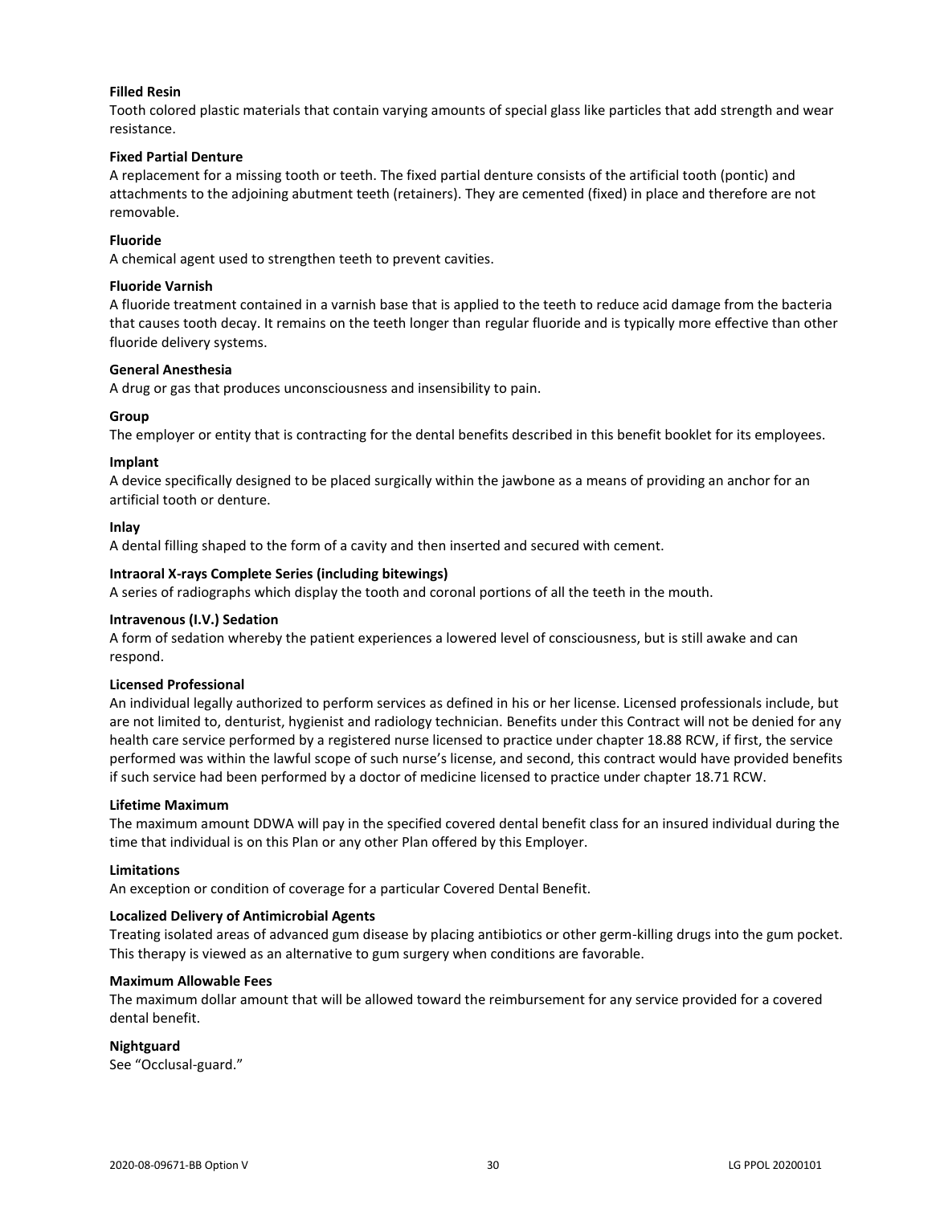**Filled Resin**
Tooth colored plastic materials that contain varying amounts of special glass like particles that add strength and wear resistance.

**Fixed Partial Denture**
A replacement for a missing tooth or teeth. The fixed partial denture consists of the artificial tooth (pontic) and attachments to the adjoining abutment teeth (retainers). They are cemented (fixed) in place and therefore are not removable.

**Fluoride**
A chemical agent used to strengthen teeth to prevent cavities.

**Fluoride Varnish**
A fluoride treatment contained in a varnish base that is applied to the teeth to reduce acid damage from the bacteria that causes tooth decay. It remains on the teeth longer than regular fluoride and is typically more effective than other fluoride delivery systems.

**General Anesthesia**
A drug or gas that produces unconsciousness and insensibility to pain.

**Group**
The employer or entity that is contracting for the dental benefits described in this benefit booklet for its employees.

**Implant**
A device specifically designed to be placed surgically within the jawbone as a means of providing an anchor for an artificial tooth or denture.

**Inlay**
A dental filling shaped to the form of a cavity and then inserted and secured with cement.

**Intraoral X-rays Complete Series (including bitewings)**
A series of radiographs which display the tooth and coronal portions of all the teeth in the mouth.

**Intravenous (I.V.) Sedation**
A form of sedation whereby the patient experiences a lowered level of consciousness, but is still awake and can respond.

**Licensed Professional**
An individual legally authorized to perform services as defined in his or her license. Licensed professionals include, but are not limited to, denturist, hygienist and radiology technician. Benefits under this Contract will not be denied for any health care service performed by a registered nurse licensed to practice under chapter 18.88 RCW, if first, the service performed was within the lawful scope of such nurse's license, and second, this contract would have provided benefits if such service had been performed by a doctor of medicine licensed to practice under chapter 18.71 RCW.

**Lifetime Maximum**
The maximum amount DDWA will pay in the specified covered dental benefit class for an insured individual during the time that individual is on this Plan or any other Plan offered by this Employer.

**Limitations**
An exception or condition of coverage for a particular Covered Dental Benefit.

**Localized Delivery of Antimicrobial Agents**
Treating isolated areas of advanced gum disease by placing antibiotics or other germ-killing drugs into the gum pocket. This therapy is viewed as an alternative to gum surgery when conditions are favorable.

**Maximum Allowable Fees**
The maximum dollar amount that will be allowed toward the reimbursement for any service provided for a covered dental benefit.

**Nightguard**
See "Occlusal-guard."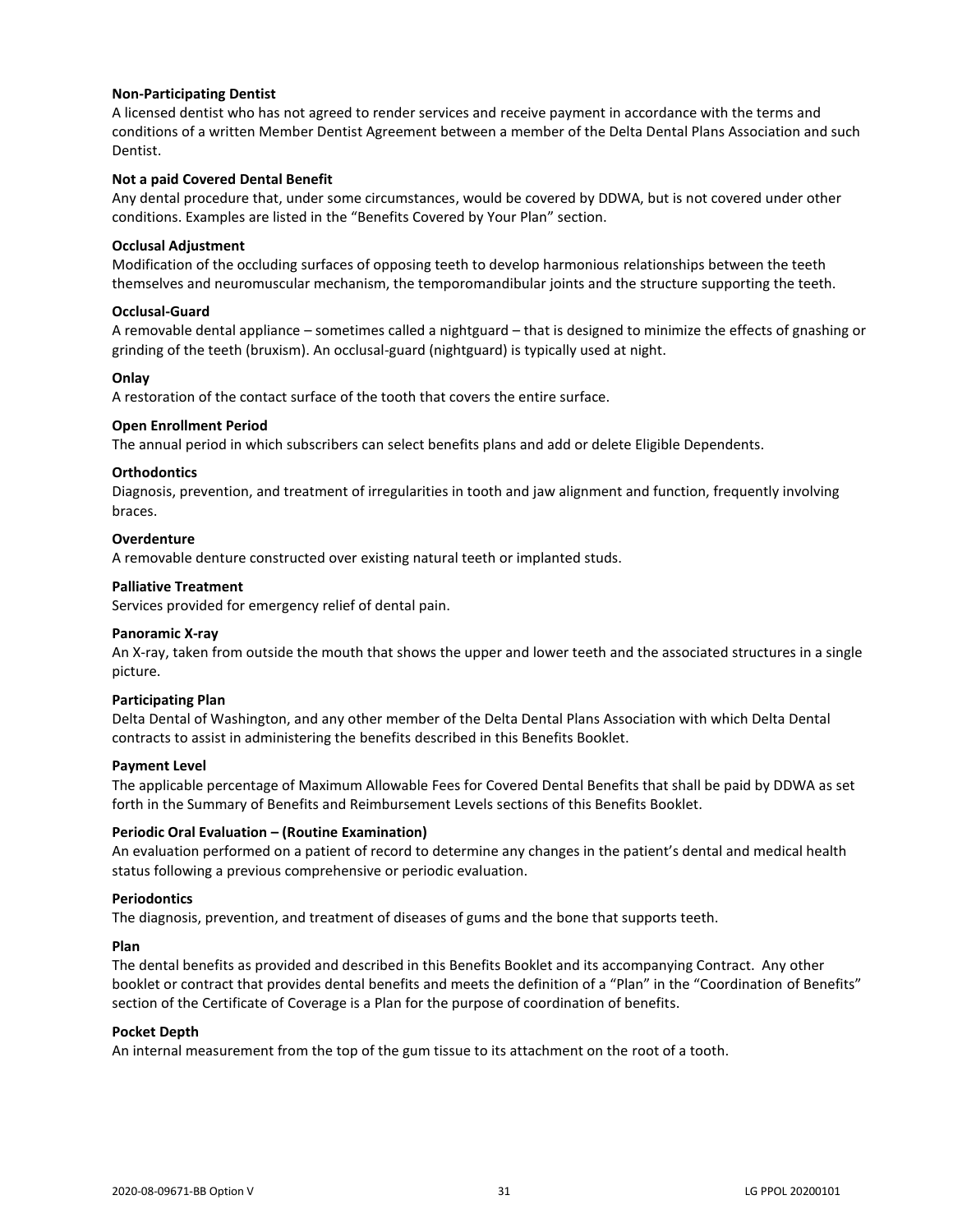**Non-Participating Dentist**

A licensed dentist who has not agreed to render services and receive payment in accordance with the terms and conditions of a written Member Dentist Agreement between a member of the Delta Dental Plans Association and such Dentist.

**Not a paid Covered Dental Benefit**

Any dental procedure that, under some circumstances, would be covered by DDWA, but is not covered under other conditions. Examples are listed in the "Benefits Covered by Your Plan" section.

**Occlusal Adjustment**

Modification of the occluding surfaces of opposing teeth to develop harmonious relationships between the teeth themselves and neuromuscular mechanism, the temporomandibular joints and the structure supporting the teeth.

**Occlusal-Guard**

A removable dental appliance – sometimes called a nightguard – that is designed to minimize the effects of gnashing or grinding of the teeth (bruxism). An occlusal-guard (nightguard) is typically used at night.

**Onlay**

A restoration of the contact surface of the tooth that covers the entire surface.

**Open Enrollment Period**

The annual period in which subscribers can select benefits plans and add or delete Eligible Dependents.

**Orthodontics**

Diagnosis, prevention, and treatment of irregularities in tooth and jaw alignment and function, frequently involving braces.

**Overdenture**

A removable denture constructed over existing natural teeth or implanted studs.

**Palliative Treatment**

Services provided for emergency relief of dental pain.

**Panoramic X-ray**

An X-ray, taken from outside the mouth that shows the upper and lower teeth and the associated structures in a single picture.

**Participating Plan**

Delta Dental of Washington, and any other member of the Delta Dental Plans Association with which Delta Dental contracts to assist in administering the benefits described in this Benefits Booklet.

**Payment Level**

The applicable percentage of Maximum Allowable Fees for Covered Dental Benefits that shall be paid by DDWA as set forth in the Summary of Benefits and Reimbursement Levels sections of this Benefits Booklet.

**Periodic Oral Evaluation – (Routine Examination)**

An evaluation performed on a patient of record to determine any changes in the patient's dental and medical health status following a previous comprehensive or periodic evaluation.

**Periodontics**

The diagnosis, prevention, and treatment of diseases of gums and the bone that supports teeth.

**Plan**

The dental benefits as provided and described in this Benefits Booklet and its accompanying Contract. Any other booklet or contract that provides dental benefits and meets the definition of a "Plan" in the "Coordination of Benefits" section of the Certificate of Coverage is a Plan for the purpose of coordination of benefits.

**Pocket Depth**

An internal measurement from the top of the gum tissue to its attachment on the root of a tooth.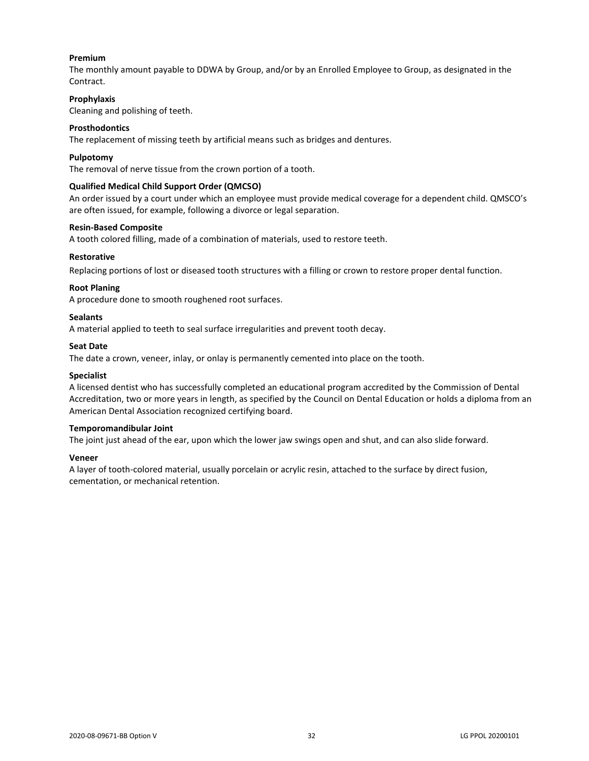**Premium**
The monthly amount payable to DDWA by Group, and/or by an Enrolled Employee to Group, as designated in the Contract.

**Prophylaxis**
Cleaning and polishing of teeth.

**Prosthodontics**
The replacement of missing teeth by artificial means such as bridges and dentures.

**Pulpotomy**
The removal of nerve tissue from the crown portion of a tooth.

**Qualified Medical Child Support Order (QMCSO)**
An order issued by a court under which an employee must provide medical coverage for a dependent child. QMSCO's are often issued, for example, following a divorce or legal separation.

**Resin-Based Composite**
A tooth colored filling, made of a combination of materials, used to restore teeth.

**Restorative**
Replacing portions of lost or diseased tooth structures with a filling or crown to restore proper dental function.

**Root Planing**
A procedure done to smooth roughened root surfaces.

**Sealants**
A material applied to teeth to seal surface irregularities and prevent tooth decay.

**Seat Date**
The date a crown, veneer, inlay, or onlay is permanently cemented into place on the tooth.

**Specialist**
A licensed dentist who has successfully completed an educational program accredited by the Commission of Dental Accreditation, two or more years in length, as specified by the Council on Dental Education or holds a diploma from an American Dental Association recognized certifying board.

**Temporomandibular Joint**
The joint just ahead of the ear, upon which the lower jaw swings open and shut, and can also slide forward.

**Veneer**
A layer of tooth-colored material, usually porcelain or acrylic resin, attached to the surface by direct fusion, cementation, or mechanical retention.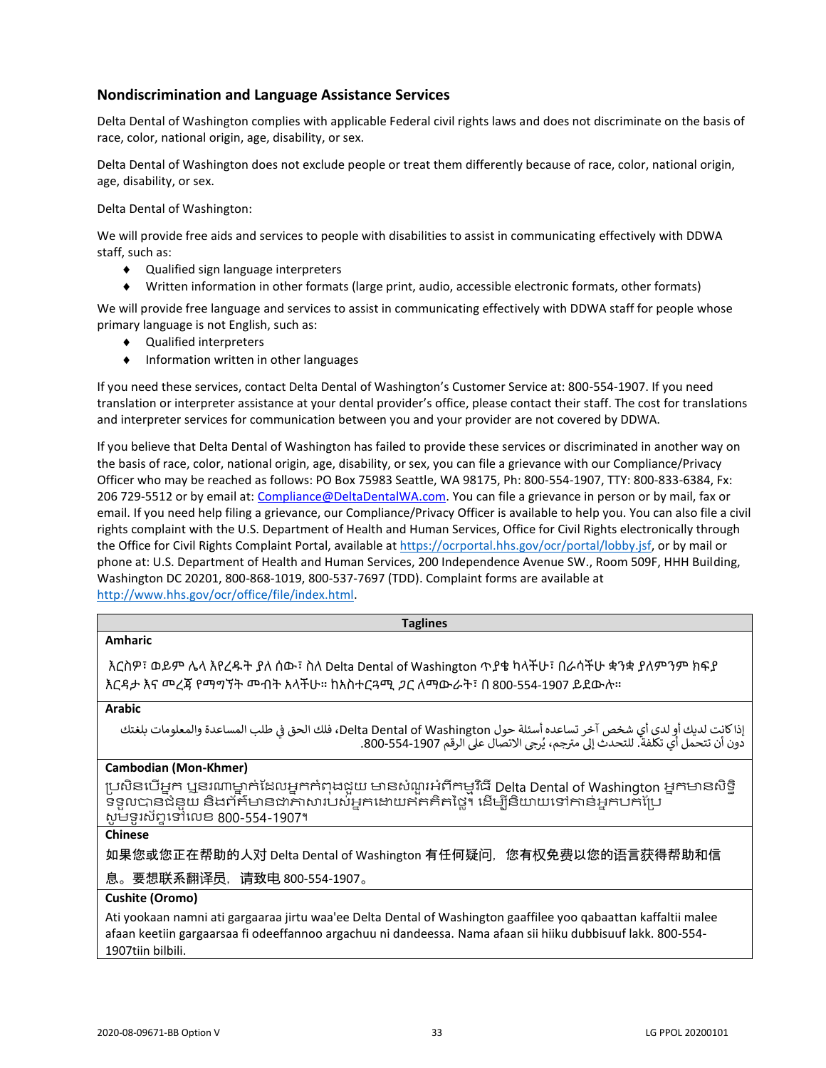## Nondiscrimination and Language Assistance Services

Delta Dental of Washington complies with applicable Federal civil rights laws and does not discriminate on the basis of race, color, national origin, age, disability, or sex.

Delta Dental of Washington does not exclude people or treat them differently because of race, color, national origin, age, disability, or sex.

Delta Dental of Washington:

We will provide free aids and services to people with disabilities to assist in communicating effectively with DDWA staff, such as:

- Qualified sign language interpreters
- Written information in other formats (large print, audio, accessible electronic formats, other formats)

We will provide free language and services to assist in communicating effectively with DDWA staff for people whose primary language is not English, such as:

- Qualified interpreters
- Information written in other languages

If you need these services, contact Delta Dental of Washington's Customer Service at: 800-554-1907. If you need translation or interpreter assistance at your dental provider's office, please contact their staff. The cost for translations and interpreter services for communication between you and your provider are not covered by DDWA.

If you believe that Delta Dental of Washington has failed to provide these services or discriminated in another way on the basis of race, color, national origin, age, disability, or sex, you can file a grievance with our Compliance/Privacy Officer who may be reached as follows: PO Box 75983 Seattle, WA 98175, Ph: 800-554-1907, TTY: 800-833-6384, Fx: 206 729-5512 or by email at: Compliance@DeltaDentalWA.com. You can file a grievance in person or by mail, fax or email. If you need help filing a grievance, our Compliance/Privacy Officer is available to help you. You can also file a civil rights complaint with the U.S. Department of Health and Human Services, Office for Civil Rights electronically through the Office for Civil Rights Complaint Portal, available at https://ocrportal.hhs.gov/ocr/portal/lobby.jsf, or by mail or phone at: U.S. Department of Health and Human Services, 200 Independence Avenue SW., Room 509F, HHH Building, Washington DC 20201, 800-868-1019, 800-537-7697 (TDD). Complaint forms are available at http://www.hhs.gov/ocr/office/file/index.html.

| Taglines |
|---|
| **Amharic** |
| እርስዎ፣ ወይም ሌላ እየረዱት ያለ ሰው፣ ስለ Delta Dental of Washington ጥያቄ ካላችሁ፣ በራሳችሁ ቋንቋ ያለምንም ክፍያ እርዳታ እና መረጃ የማግኘት መብት አላችሁ። ከአስተርጓሚ ጋር ለማውራት፣ በ 800-554-1907 ይደውሉ። |
| **Arabic** |
| إذا كانت لديك أو لدى أي شخص آخر تساعده أسئلة حول Delta Dental of Washington، فلك الحق في طلب المساعدة والمعلومات بلغتك دون أن تتحمل أي تكلفة. للتحدث إلى مترجم، يُرجى الاتصال على الرقم 800-554-1907. |
| **Cambodian (Mon-Khmer)** |
| ប្រសិនបើអ្នក ឬនរណាម្នាក់ដែលអ្នកកំពុងជួយ មានសំណួរអំពីកម្មវិធី Delta Dental of Washington អ្នកមានសិទ្ធិទទួលបានជំនួយ និងព័ត៌មានជាភាសារបស់អ្នកដោយឥតគិតថ្លៃ។ ដើម្បីនិយាយទៅកាន់អ្នកបកប្រែ សូមទូរស័ព្ទទៅលេខ 800-554-1907។ |
| **Chinese** |
| 如果您或您正在帮助的人对 Delta Dental of Washington 有任何疑问，您有权免费以您的语言获得帮助和信息。要想联系翻译员，请致电 800-554-1907。 |
| **Cushite (Oromo)** |
| Ati yookaan namni ati gargaaraa jirtu waa'ee Delta Dental of Washington gaaffilee yoo qabaattan kaffaltii malee afaan keetiin gargaarsaa fi odeeffannoo argachuu ni dandeessa. Nama afaan sii hiiku dubbisuuf lakk. 800-554-1907tiin bilbili. |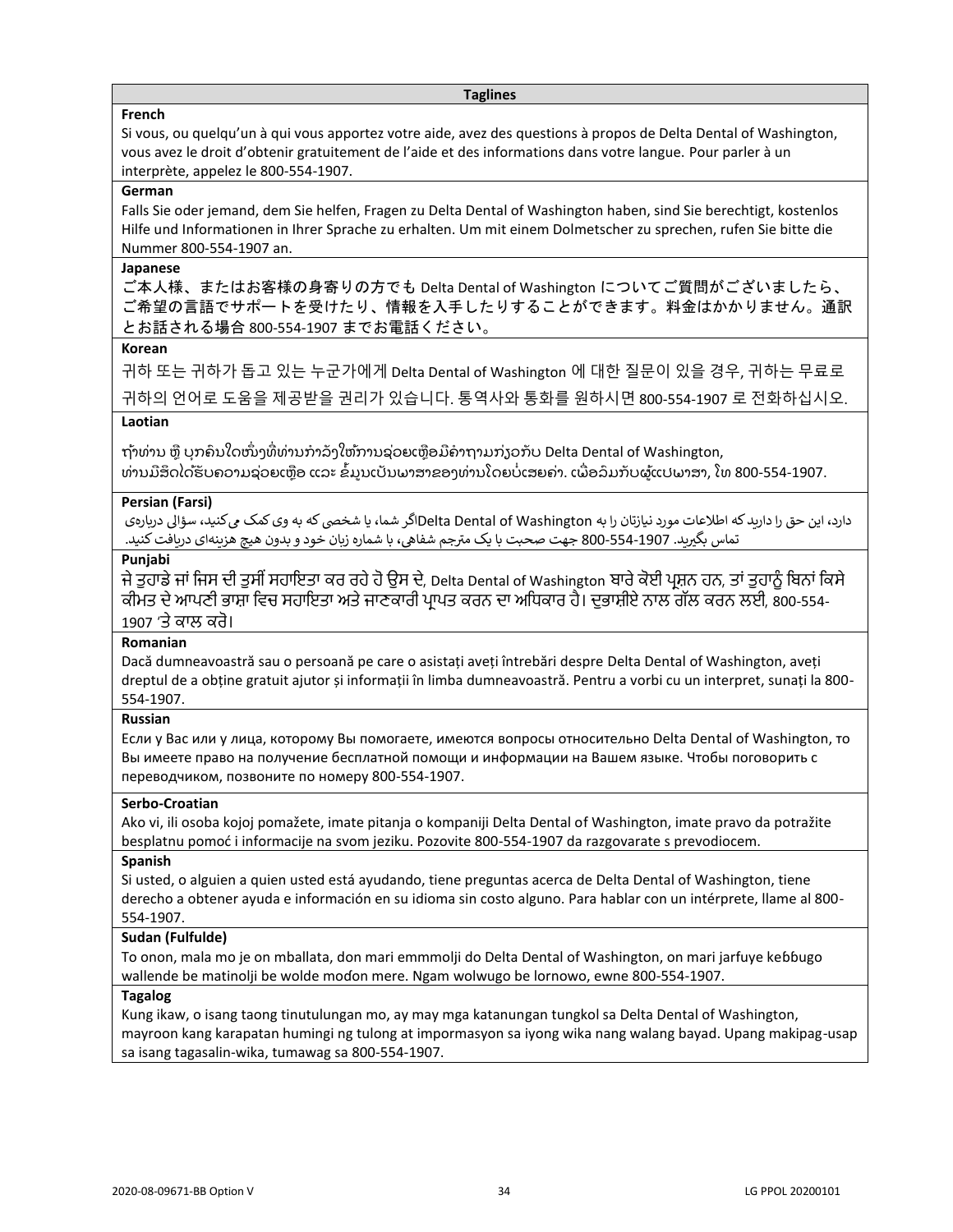| Taglines |
| --- |
| **French** |
| Si vous, ou quelqu'un à qui vous apportez votre aide, avez des questions à propos de Delta Dental of Washington, vous avez le droit d'obtenir gratuitement de l'aide et des informations dans votre langue. Pour parler à un interprète, appelez le 800-554-1907. |
| **German** |
| Falls Sie oder jemand, dem Sie helfen, Fragen zu Delta Dental of Washington haben, sind Sie berechtigt, kostenlos Hilfe und Informationen in Ihrer Sprache zu erhalten. Um mit einem Dolmetscher zu sprechen, rufen Sie bitte die Nummer 800-554-1907 an. |
| **Japanese** |
| ご本人様、またはお客様の身寄りの方でも Delta Dental of Washington についてご質問がございましたら、ご希望の言語でサポートを受けたり、情報を入手したりすることができます。料金はかかりません。通訳とお話される場合 800-554-1907 までお電話ください。 |
| **Korean** |
| 귀하 또는 귀하가 돕고 있는 누군가에게 Delta Dental of Washington 에 대한 질문이 있을 경우, 귀하는 무료로 귀하의 언어로 도움을 제공받을 권리가 있습니다. 통역사와 통화를 원하시면 800-554-1907 로 전화하십시오. |
| **Laotian** |
| ຖ້າທ່ານ ຫຼື ບຸກຄົນໃດໜຶ່ງທີ່ທ່ານກຳລັງໃຫ້ການຊ່ວຍເຫຼືອມີຄຳຖາມກ່ຽວກັບ Delta Dental of Washington, ທ່ານມີສິດໄດ້ຮັບຄວາມຊ່ວຍເຫຼືອ ແລະ ຂໍ້ມູນເປັນພາສາຂອງທ່ານໂດຍບໍ່ເສຍຄ່າ. ເພື່ອລົມກັບຜູ້ແປພາສາ, ໂທ 800-554-1907. |
| **Persian (Farsi)** |
| اگر شما، یا شخصی که به وی کمک می‌کنید، سؤالی درباره‌ی Delta Dental of Washington دارد، این حق را دارید که اطلاعات مورد نیازتان را به زبان خود و بدون هیچ هزینه‌ای دریافت کنید. جهت صحبت با یک مترجم شفاهی، با شماره 800-554-1907 تماس بگیرید. |
| **Punjabi** |
| ਜੇ ਤੁਹਾਡੇ ਜਾਂ ਜਿਸ ਦੀ ਤੁਸੀਂ ਸਹਾਇਤਾ ਕਰ ਰਹੇ ਹੋ ਉਸ ਦੇ, Delta Dental of Washington ਬਾਰੇ ਕੋਈ ਪ੍ਰਸ਼ਨ ਹਨ, ਤਾਂ ਤੁਹਾਨੂੰ ਬਿਨਾਂ ਕਿਸੇ ਕੀਮਤ ਦੇ ਆਪਣੀ ਭਾਸ਼ਾ ਵਿਚ ਸਹਾਇਤਾ ਅਤੇ ਜਾਣਕਾਰੀ ਪ੍ਰਾਪਤ ਕਰਨ ਦਾ ਅਧਿਕਾਰ ਹੈ। ਦੁਭਾਸ਼ੀਏ ਨਾਲ ਗੱਲ ਕਰਨ ਲਈ, 800-554-1907 'ਤੇ ਕਾਲ ਕਰੋ। |
| **Romanian** |
| Dacă dumneavoastră sau o persoană pe care o asistați aveți întrebări despre Delta Dental of Washington, aveți dreptul de a obține gratuit ajutor și informații în limba dumneavoastră. Pentru a vorbi cu un interpret, sunați la 800-554-1907. |
| **Russian** |
| Если у Вас или у лица, которому Вы помогаете, имеются вопросы относительно Delta Dental of Washington, то Вы имеете право на получение бесплатной помощи и информации на Вашем языке. Чтобы поговорить с переводчиком, позвоните по номеру 800-554-1907. |
| **Serbo-Croatian** |
| Ako vi, ili osoba kojoj pomažete, imate pitanja o kompaniji Delta Dental of Washington, imate pravo da potražite besplatnu pomoć i informacije na svom jeziku. Pozovite 800-554-1907 da razgovarate s prevodiocem. |
| **Spanish** |
| Si usted, o alguien a quien usted está ayudando, tiene preguntas acerca de Delta Dental of Washington, tiene derecho a obtener ayuda e información en su idioma sin costo alguno. Para hablar con un intérprete, llame al 800-554-1907. |
| **Sudan (Fulfulde)** |
| To onon, mala mo je on mballata, don mari emmmolji do Delta Dental of Washington, on mari jarfuye keɓɓugo wallende be matinolji be wolde moɗon mere. Ngam wolwugo be lornowo, ewne 800-554-1907. |
| **Tagalog** |
| Kung ikaw, o isang taong tinutulungan mo, ay may mga katanungan tungkol sa Delta Dental of Washington, mayroon kang karapatan humingi ng tulong at impormasyon sa iyong wika nang walang bayad. Upang makipag-usap sa isang tagasalin-wika, tumawag sa 800-554-1907. |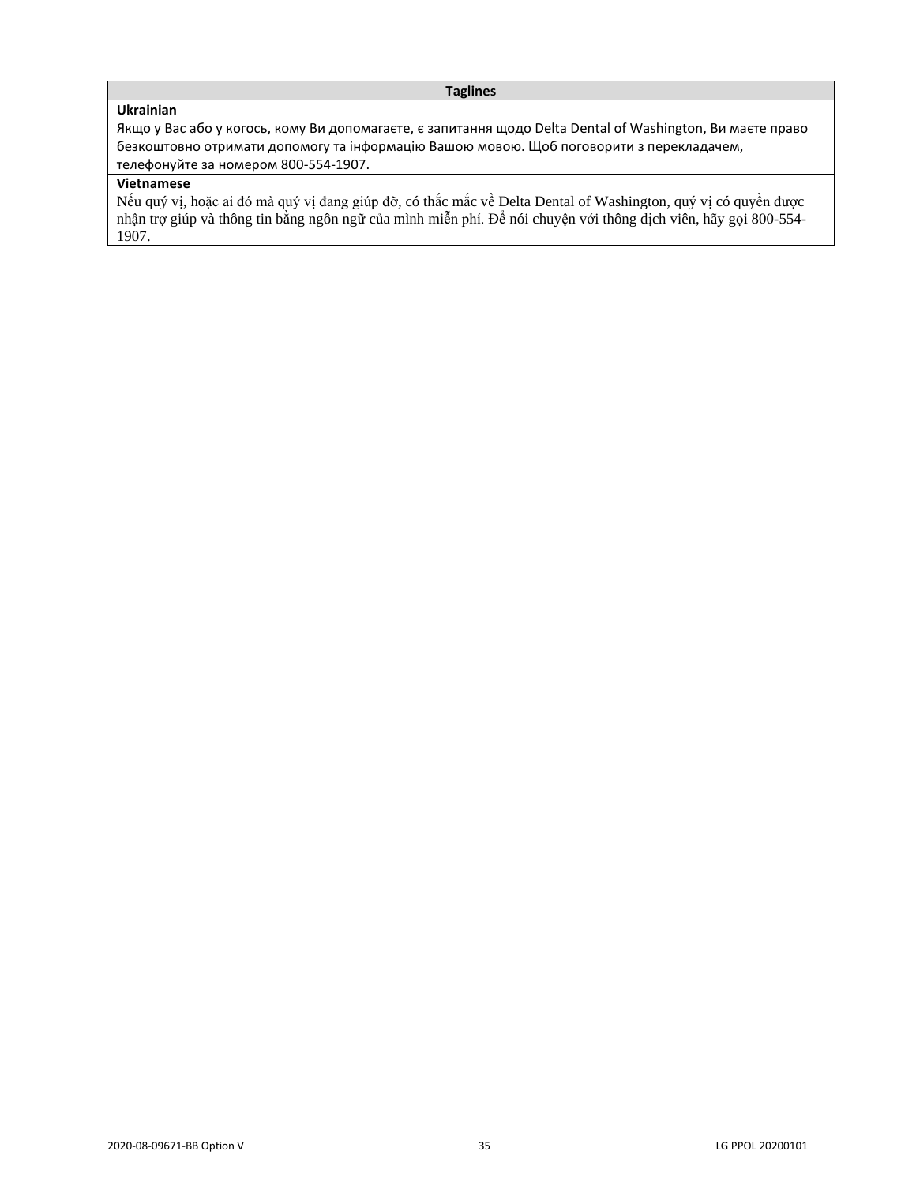| Taglines |
| --- |
| **Ukrainian**<br>Якщо у Вас або у когось, кому Ви допомагаєте, є запитання щодо Delta Dental of Washington, Ви маєте право безкоштовно отримати допомогу та інформацію Вашою мовою. Щоб поговорити з перекладачем, телефонуйте за номером 800-554-1907. |
| **Vietnamese**<br>Nếu quý vị, hoặc ai đó mà quý vị đang giúp đỡ, có thắc mắc về Delta Dental of Washington, quý vị có quyền được nhận trợ giúp và thông tin bằng ngôn ngữ của mình miễn phí. Để nói chuyện với thông dịch viên, hãy gọi 800-554-1907. |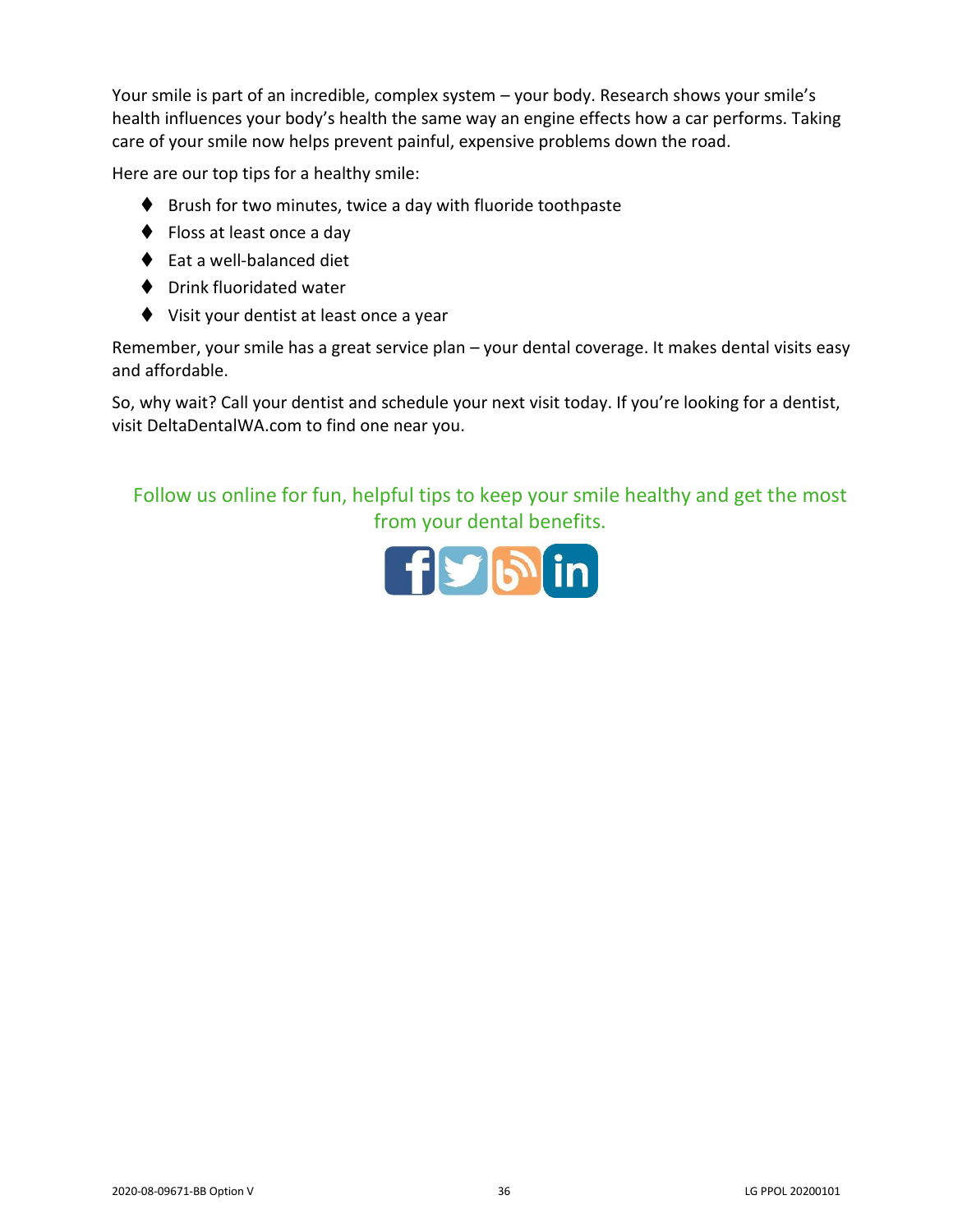Your smile is part of an incredible, complex system – your body. Research shows your smile's health influences your body's health the same way an engine effects how a car performs. Taking care of your smile now helps prevent painful, expensive problems down the road.

Here are our top tips for a healthy smile:

- Brush for two minutes, twice a day with fluoride toothpaste
- Floss at least once a day
- Eat a well-balanced diet
- Drink fluoridated water
- Visit your dentist at least once a year

Remember, your smile has a great service plan – your dental coverage. It makes dental visits easy and affordable.

So, why wait? Call your dentist and schedule your next visit today. If you're looking for a dentist, visit DeltaDentalWA.com to find one near you.

Follow us online for fun, helpful tips to keep your smile healthy and get the most from your dental benefits.